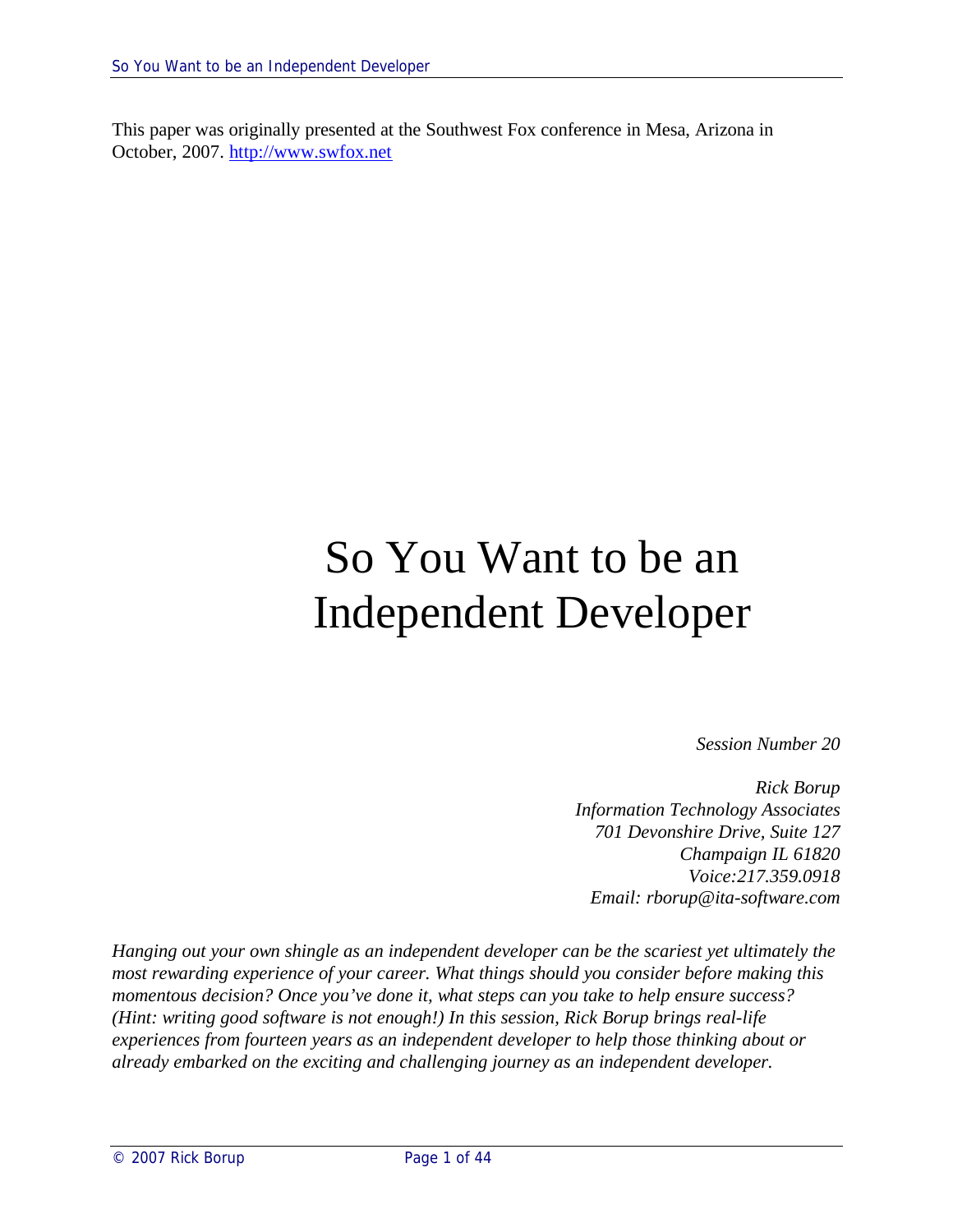This paper was originally presented at the Southwest Fox conference in Mesa, Arizona in October, 2007. http://www.swfox.net

# So You Want to be an Independent Developer

*Session Number 20*

*Rick Borup*
*Information Technology Associates*
*701 Devonshire Drive, Suite 127*
*Champaign IL 61820*
*Voice:217.359.0918*
*Email: rborup@ita-software.com*

*Hanging out your own shingle as an independent developer can be the scariest yet ultimately the most rewarding experience of your career. What things should you consider before making this momentous decision? Once you've done it, what steps can you take to help ensure success? (Hint: writing good software is not enough!) In this session, Rick Borup brings real-life experiences from fourteen years as an independent developer to help those thinking about or already embarked on the exciting and challenging journey as an independent developer.*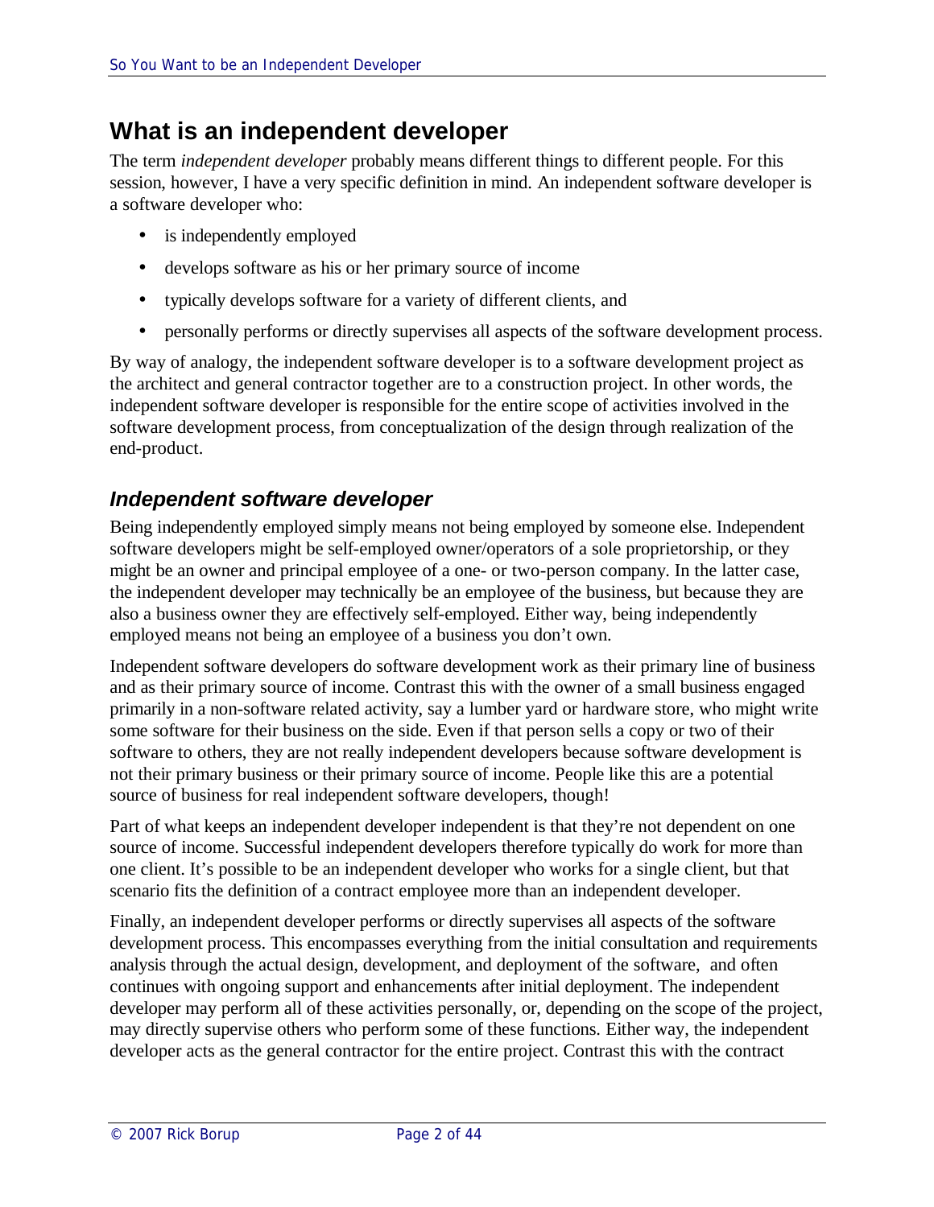# What is an independent developer

The term *independent developer* probably means different things to different people. For this session, however, I have a very specific definition in mind. An independent software developer is a software developer who:

- is independently employed
- develops software as his or her primary source of income
- typically develops software for a variety of different clients, and
- personally performs or directly supervises all aspects of the software development process.

By way of analogy, the independent software developer is to a software development project as the architect and general contractor together are to a construction project. In other words, the independent software developer is responsible for the entire scope of activities involved in the software development process, from conceptualization of the design through realization of the end-product.

## *Independent software developer*

Being independently employed simply means not being employed by someone else. Independent software developers might be self-employed owner/operators of a sole proprietorship, or they might be an owner and principal employee of a one- or two-person company. In the latter case, the independent developer may technically be an employee of the business, but because they are also a business owner they are effectively self-employed. Either way, being independently employed means not being an employee of a business you don't own.

Independent software developers do software development work as their primary line of business and as their primary source of income. Contrast this with the owner of a small business engaged primarily in a non-software related activity, say a lumber yard or hardware store, who might write some software for their business on the side. Even if that person sells a copy or two of their software to others, they are not really independent developers because software development is not their primary business or their primary source of income. People like this are a potential source of business for real independent software developers, though!

Part of what keeps an independent developer independent is that they're not dependent on one source of income. Successful independent developers therefore typically do work for more than one client. It's possible to be an independent developer who works for a single client, but that scenario fits the definition of a contract employee more than an independent developer.

Finally, an independent developer performs or directly supervises all aspects of the software development process. This encompasses everything from the initial consultation and requirements analysis through the actual design, development, and deployment of the software, and often continues with ongoing support and enhancements after initial deployment. The independent developer may perform all of these activities personally, or, depending on the scope of the project, may directly supervise others who perform some of these functions. Either way, the independent developer acts as the general contractor for the entire project. Contrast this with the contract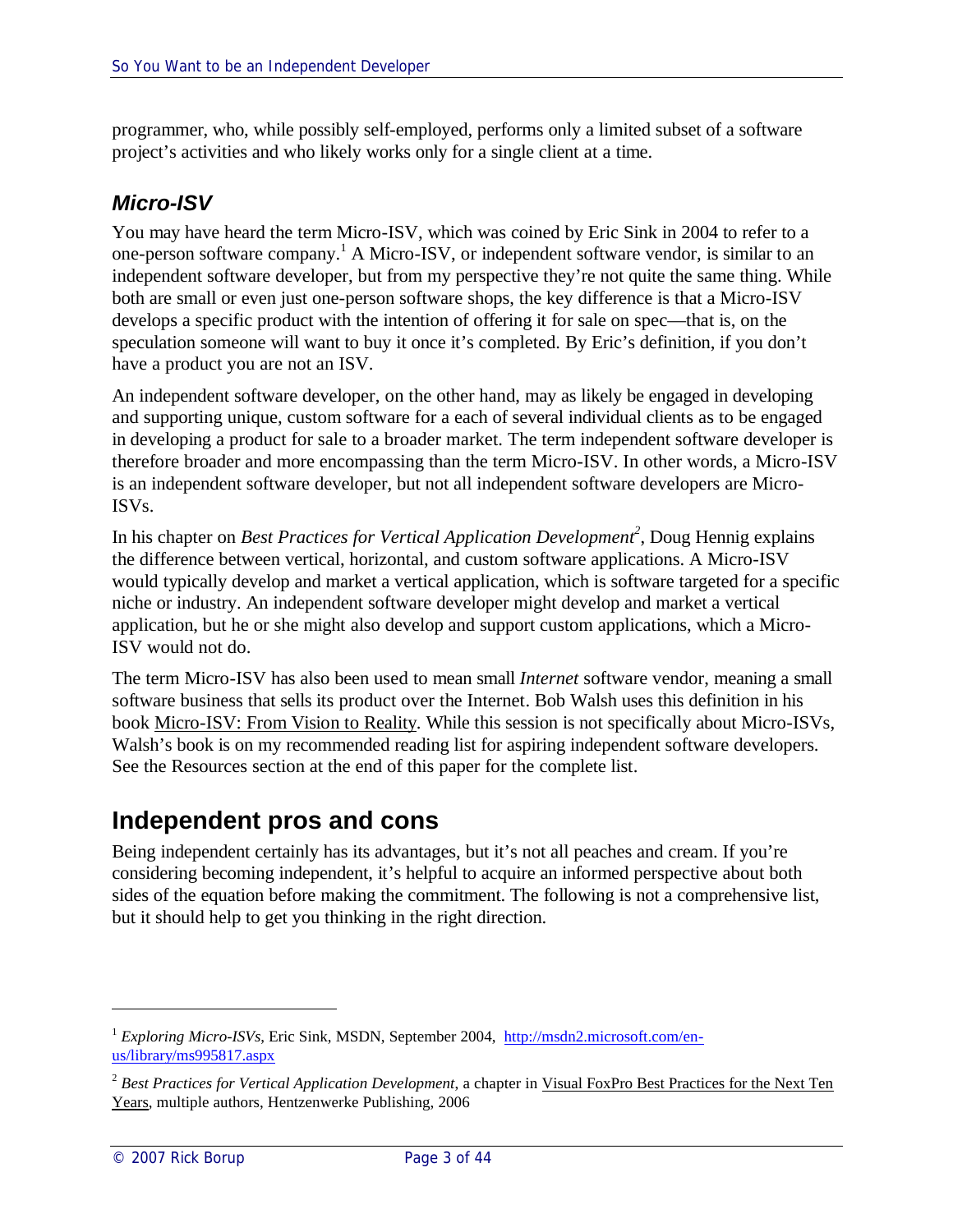programmer, who, while possibly self-employed, performs only a limited subset of a software project's activities and who likely works only for a single client at a time.

### *Micro-ISV*

You may have heard the term Micro-ISV, which was coined by Eric Sink in 2004 to refer to a one-person software company.[1] A Micro-ISV, or independent software vendor, is similar to an independent software developer, but from my perspective they're not quite the same thing. While both are small or even just one-person software shops, the key difference is that a Micro-ISV develops a specific product with the intention of offering it for sale on spec—that is, on the speculation someone will want to buy it once it's completed. By Eric's definition, if you don't have a product you are not an ISV.

An independent software developer, on the other hand, may as likely be engaged in developing and supporting unique, custom software for a each of several individual clients as to be engaged in developing a product for sale to a broader market. The term independent software developer is therefore broader and more encompassing than the term Micro-ISV. In other words, a Micro-ISV is an independent software developer, but not all independent software developers are Micro-ISVs.

In his chapter on *Best Practices for Vertical Application Development*[2], Doug Hennig explains the difference between vertical, horizontal, and custom software applications. A Micro-ISV would typically develop and market a vertical application, which is software targeted for a specific niche or industry. An independent software developer might develop and market a vertical application, but he or she might also develop and support custom applications, which a Micro-ISV would not do.

The term Micro-ISV has also been used to mean small *Internet* software vendor, meaning a small software business that sells its product over the Internet. Bob Walsh uses this definition in his book Micro-ISV: From Vision to Reality. While this session is not specifically about Micro-ISVs, Walsh's book is on my recommended reading list for aspiring independent software developers. See the Resources section at the end of this paper for the complete list.

## Independent pros and cons

Being independent certainly has its advantages, but it's not all peaches and cream. If you're considering becoming independent, it's helpful to acquire an informed perspective about both sides of the equation before making the commitment. The following is not a comprehensive list, but it should help to get you thinking in the right direction.

---

[1] *Exploring Micro-ISVs*, Eric Sink, MSDN, September 2004, http://msdn2.microsoft.com/en-us/library/ms995817.aspx

[2] *Best Practices for Vertical Application Development*, a chapter in Visual FoxPro Best Practices for the Next Ten Years, multiple authors, Hentzenwerke Publishing, 2006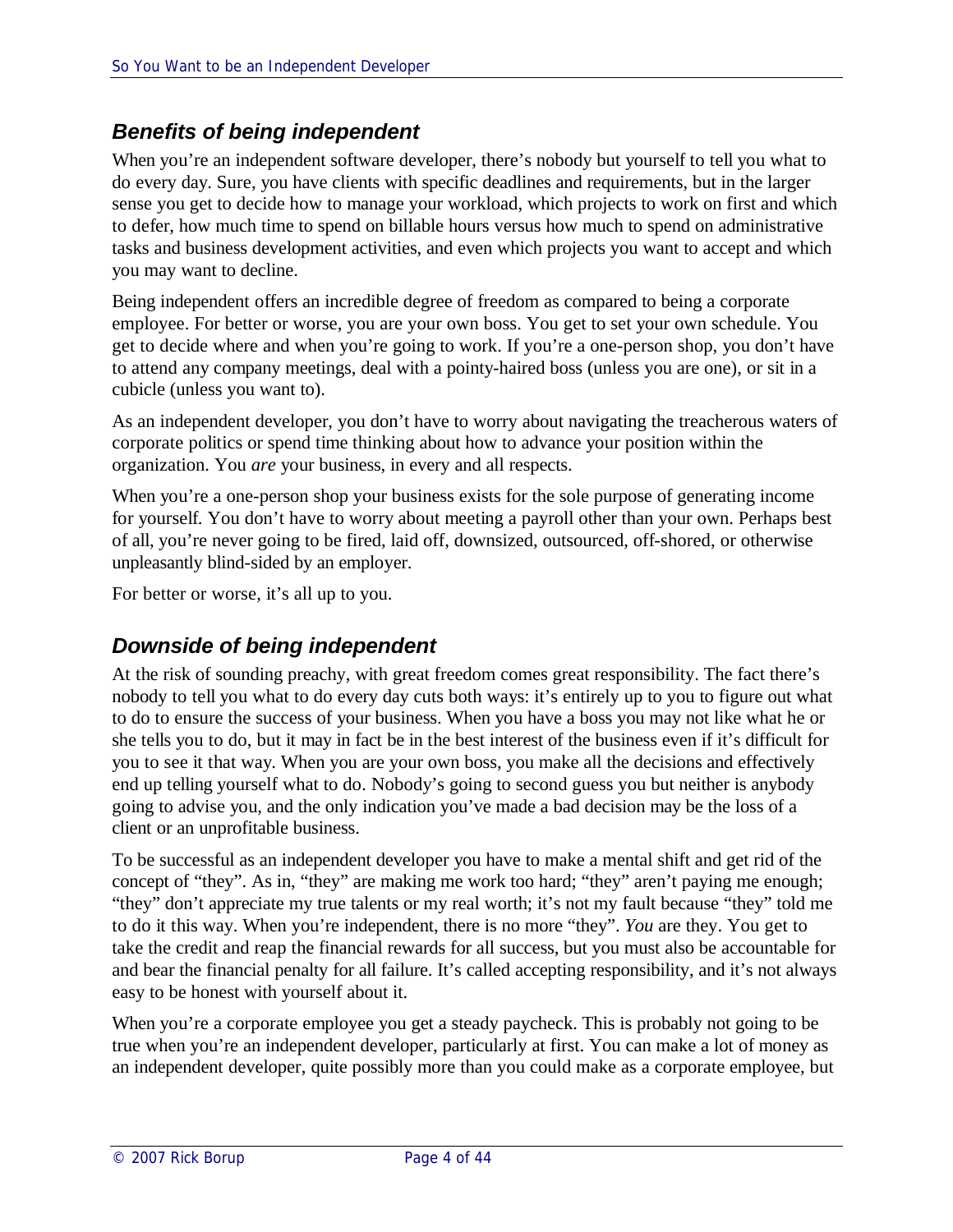## *Benefits of being independent*

When you're an independent software developer, there's nobody but yourself to tell you what to do every day. Sure, you have clients with specific deadlines and requirements, but in the larger sense you get to decide how to manage your workload, which projects to work on first and which to defer, how much time to spend on billable hours versus how much to spend on administrative tasks and business development activities, and even which projects you want to accept and which you may want to decline.

Being independent offers an incredible degree of freedom as compared to being a corporate employee. For better or worse, you are your own boss. You get to set your own schedule. You get to decide where and when you're going to work. If you're a one-person shop, you don't have to attend any company meetings, deal with a pointy-haired boss (unless you are one), or sit in a cubicle (unless you want to).

As an independent developer, you don't have to worry about navigating the treacherous waters of corporate politics or spend time thinking about how to advance your position within the organization. You *are* your business, in every and all respects.

When you're a one-person shop your business exists for the sole purpose of generating income for yourself. You don't have to worry about meeting a payroll other than your own. Perhaps best of all, you're never going to be fired, laid off, downsized, outsourced, off-shored, or otherwise unpleasantly blind-sided by an employer.

For better or worse, it's all up to you.

## *Downside of being independent*

At the risk of sounding preachy, with great freedom comes great responsibility. The fact there's nobody to tell you what to do every day cuts both ways: it's entirely up to you to figure out what to do to ensure the success of your business. When you have a boss you may not like what he or she tells you to do, but it may in fact be in the best interest of the business even if it's difficult for you to see it that way. When you are your own boss, you make all the decisions and effectively end up telling yourself what to do. Nobody's going to second guess you but neither is anybody going to advise you, and the only indication you've made a bad decision may be the loss of a client or an unprofitable business.

To be successful as an independent developer you have to make a mental shift and get rid of the concept of "they". As in, "they" are making me work too hard; "they" aren't paying me enough; "they" don't appreciate my true talents or my real worth; it's not my fault because "they" told me to do it this way. When you're independent, there is no more "they". *You* are they. You get to take the credit and reap the financial rewards for all success, but you must also be accountable for and bear the financial penalty for all failure. It's called accepting responsibility, and it's not always easy to be honest with yourself about it.

When you're a corporate employee you get a steady paycheck. This is probably not going to be true when you're an independent developer, particularly at first. You can make a lot of money as an independent developer, quite possibly more than you could make as a corporate employee, but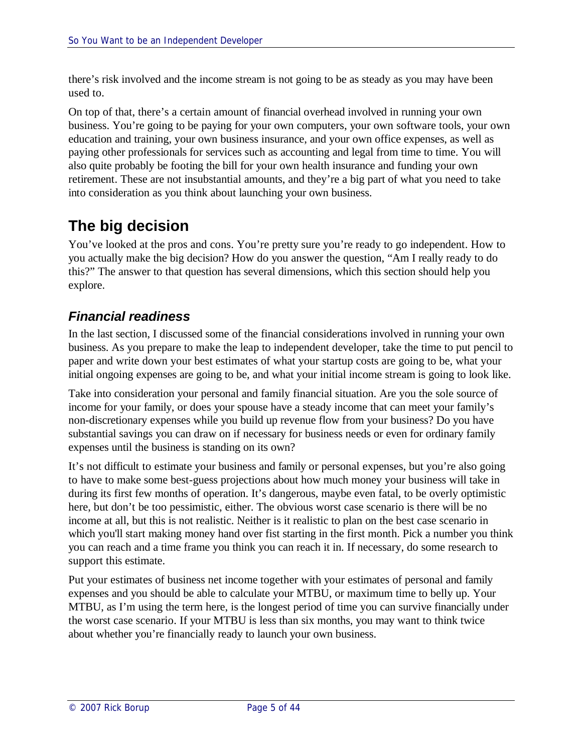there's risk involved and the income stream is not going to be as steady as you may have been used to.

On top of that, there's a certain amount of financial overhead involved in running your own business. You're going to be paying for your own computers, your own software tools, your own education and training, your own business insurance, and your own office expenses, as well as paying other professionals for services such as accounting and legal from time to time. You will also quite probably be footing the bill for your own health insurance and funding your own retirement. These are not insubstantial amounts, and they're a big part of what you need to take into consideration as you think about launching your own business.

## The big decision

You've looked at the pros and cons. You're pretty sure you're ready to go independent. How to you actually make the big decision? How do you answer the question, "Am I really ready to do this?" The answer to that question has several dimensions, which this section should help you explore.

### *Financial readiness*

In the last section, I discussed some of the financial considerations involved in running your own business. As you prepare to make the leap to independent developer, take the time to put pencil to paper and write down your best estimates of what your startup costs are going to be, what your initial ongoing expenses are going to be, and what your initial income stream is going to look like.

Take into consideration your personal and family financial situation. Are you the sole source of income for your family, or does your spouse have a steady income that can meet your family's non-discretionary expenses while you build up revenue flow from your business? Do you have substantial savings you can draw on if necessary for business needs or even for ordinary family expenses until the business is standing on its own?

It's not difficult to estimate your business and family or personal expenses, but you're also going to have to make some best-guess projections about how much money your business will take in during its first few months of operation. It's dangerous, maybe even fatal, to be overly optimistic here, but don't be too pessimistic, either. The obvious worst case scenario is there will be no income at all, but this is not realistic. Neither is it realistic to plan on the best case scenario in which you'll start making money hand over fist starting in the first month. Pick a number you think you can reach and a time frame you think you can reach it in. If necessary, do some research to support this estimate.

Put your estimates of business net income together with your estimates of personal and family expenses and you should be able to calculate your MTBU, or maximum time to belly up. Your MTBU, as I'm using the term here, is the longest period of time you can survive financially under the worst case scenario. If your MTBU is less than six months, you may want to think twice about whether you're financially ready to launch your own business.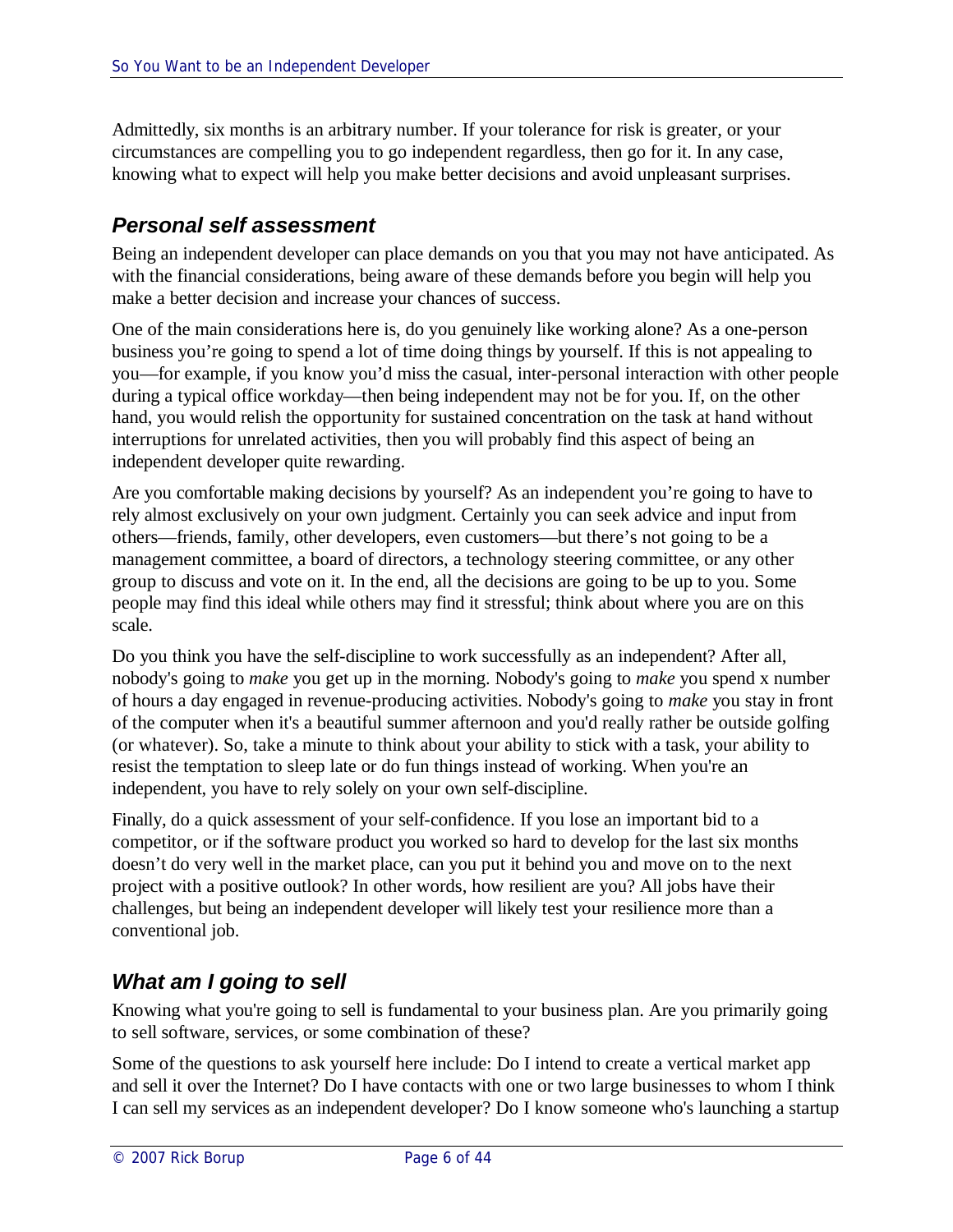Admittedly, six months is an arbitrary number. If your tolerance for risk is greater, or your circumstances are compelling you to go independent regardless, then go for it. In any case, knowing what to expect will help you make better decisions and avoid unpleasant surprises.

## *Personal self assessment*

Being an independent developer can place demands on you that you may not have anticipated. As with the financial considerations, being aware of these demands before you begin will help you make a better decision and increase your chances of success.

One of the main considerations here is, do you genuinely like working alone? As a one-person business you're going to spend a lot of time doing things by yourself. If this is not appealing to you—for example, if you know you'd miss the casual, inter-personal interaction with other people during a typical office workday—then being independent may not be for you. If, on the other hand, you would relish the opportunity for sustained concentration on the task at hand without interruptions for unrelated activities, then you will probably find this aspect of being an independent developer quite rewarding.

Are you comfortable making decisions by yourself? As an independent you're going to have to rely almost exclusively on your own judgment. Certainly you can seek advice and input from others—friends, family, other developers, even customers—but there's not going to be a management committee, a board of directors, a technology steering committee, or any other group to discuss and vote on it. In the end, all the decisions are going to be up to you. Some people may find this ideal while others may find it stressful; think about where you are on this scale.

Do you think you have the self-discipline to work successfully as an independent? After all, nobody's going to *make* you get up in the morning. Nobody's going to *make* you spend x number of hours a day engaged in revenue-producing activities. Nobody's going to *make* you stay in front of the computer when it's a beautiful summer afternoon and you'd really rather be outside golfing (or whatever). So, take a minute to think about your ability to stick with a task, your ability to resist the temptation to sleep late or do fun things instead of working. When you're an independent, you have to rely solely on your own self-discipline.

Finally, do a quick assessment of your self-confidence. If you lose an important bid to a competitor, or if the software product you worked so hard to develop for the last six months doesn't do very well in the market place, can you put it behind you and move on to the next project with a positive outlook? In other words, how resilient are you? All jobs have their challenges, but being an independent developer will likely test your resilience more than a conventional job.

## *What am I going to sell*

Knowing what you're going to sell is fundamental to your business plan. Are you primarily going to sell software, services, or some combination of these?

Some of the questions to ask yourself here include: Do I intend to create a vertical market app and sell it over the Internet? Do I have contacts with one or two large businesses to whom I think I can sell my services as an independent developer? Do I know someone who's launching a startup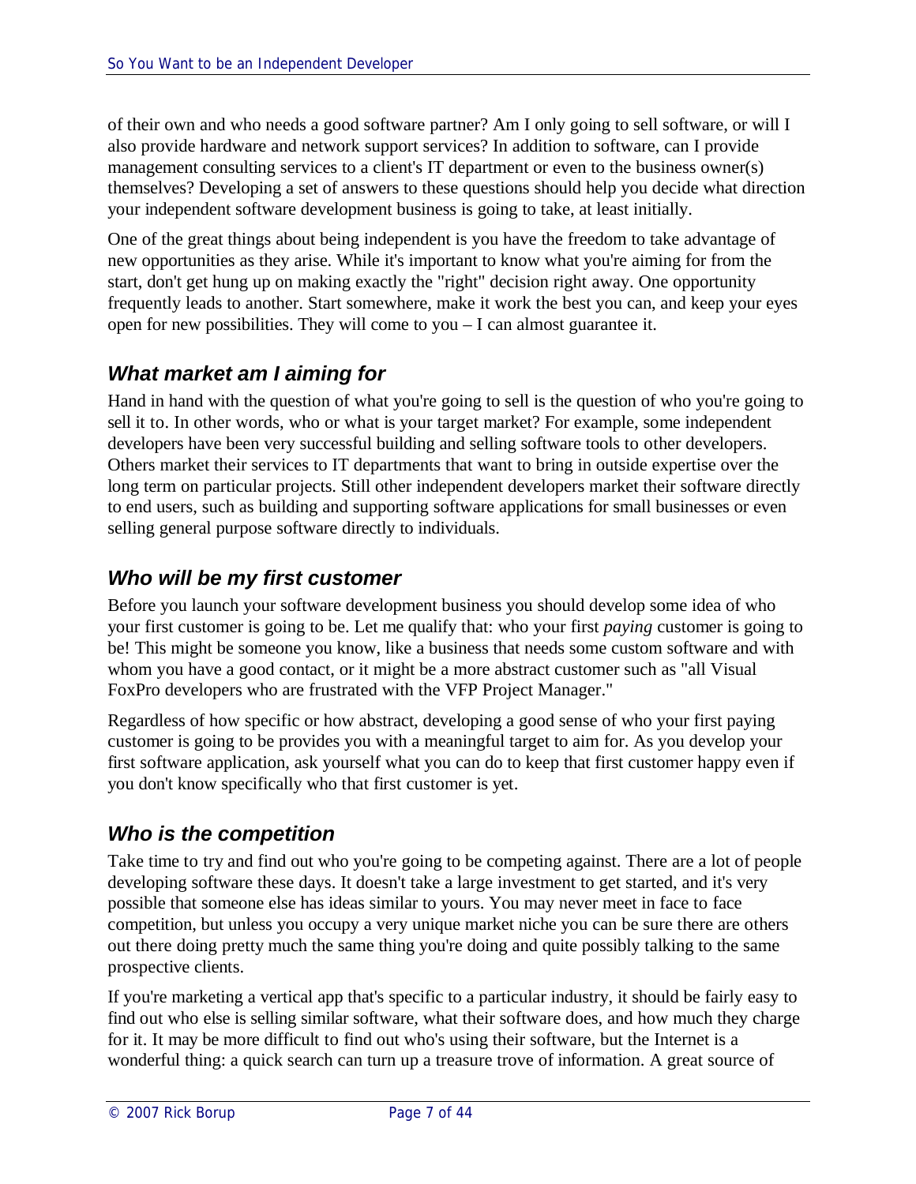of their own and who needs a good software partner? Am I only going to sell software, or will I also provide hardware and network support services? In addition to software, can I provide management consulting services to a client's IT department or even to the business owner(s) themselves? Developing a set of answers to these questions should help you decide what direction your independent software development business is going to take, at least initially.

One of the great things about being independent is you have the freedom to take advantage of new opportunities as they arise. While it's important to know what you're aiming for from the start, don't get hung up on making exactly the "right" decision right away. One opportunity frequently leads to another. Start somewhere, make it work the best you can, and keep your eyes open for new possibilities. They will come to you – I can almost guarantee it.

## *What market am I aiming for*

Hand in hand with the question of what you're going to sell is the question of who you're going to sell it to. In other words, who or what is your target market? For example, some independent developers have been very successful building and selling software tools to other developers. Others market their services to IT departments that want to bring in outside expertise over the long term on particular projects. Still other independent developers market their software directly to end users, such as building and supporting software applications for small businesses or even selling general purpose software directly to individuals.

## *Who will be my first customer*

Before you launch your software development business you should develop some idea of who your first customer is going to be. Let me qualify that: who your first *paying* customer is going to be! This might be someone you know, like a business that needs some custom software and with whom you have a good contact, or it might be a more abstract customer such as "all Visual FoxPro developers who are frustrated with the VFP Project Manager."

Regardless of how specific or how abstract, developing a good sense of who your first paying customer is going to be provides you with a meaningful target to aim for. As you develop your first software application, ask yourself what you can do to keep that first customer happy even if you don't know specifically who that first customer is yet.

## *Who is the competition*

Take time to try and find out who you're going to be competing against. There are a lot of people developing software these days. It doesn't take a large investment to get started, and it's very possible that someone else has ideas similar to yours. You may never meet in face to face competition, but unless you occupy a very unique market niche you can be sure there are others out there doing pretty much the same thing you're doing and quite possibly talking to the same prospective clients.

If you're marketing a vertical app that's specific to a particular industry, it should be fairly easy to find out who else is selling similar software, what their software does, and how much they charge for it. It may be more difficult to find out who's using their software, but the Internet is a wonderful thing: a quick search can turn up a treasure trove of information. A great source of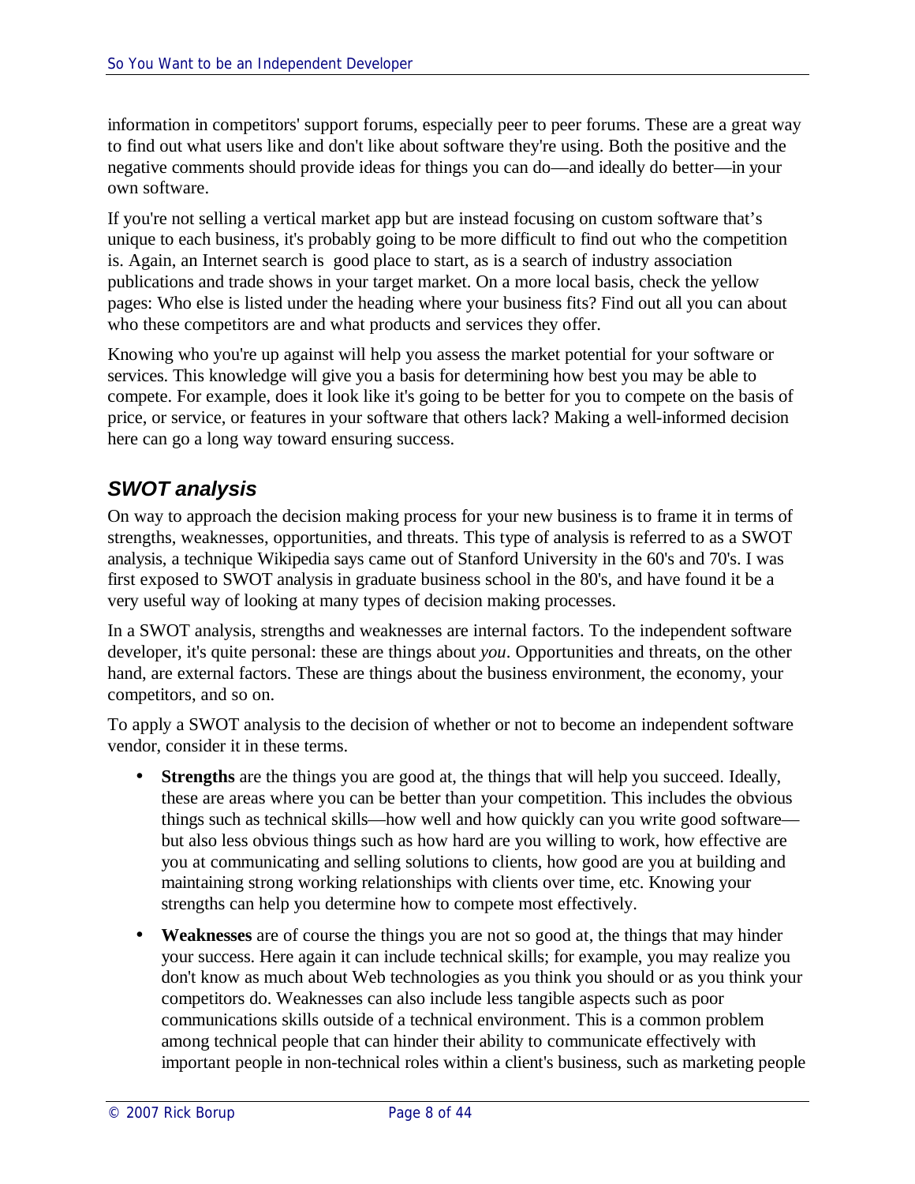information in competitors' support forums, especially peer to peer forums. These are a great way to find out what users like and don't like about software they're using. Both the positive and the negative comments should provide ideas for things you can do—and ideally do better—in your own software.

If you're not selling a vertical market app but are instead focusing on custom software that's unique to each business, it's probably going to be more difficult to find out who the competition is. Again, an Internet search is  good place to start, as is a search of industry association publications and trade shows in your target market. On a more local basis, check the yellow pages: Who else is listed under the heading where your business fits? Find out all you can about who these competitors are and what products and services they offer.

Knowing who you're up against will help you assess the market potential for your software or services. This knowledge will give you a basis for determining how best you may be able to compete. For example, does it look like it's going to be better for you to compete on the basis of price, or service, or features in your software that others lack? Making a well-informed decision here can go a long way toward ensuring success.

## SWOT analysis

On way to approach the decision making process for your new business is to frame it in terms of strengths, weaknesses, opportunities, and threats. This type of analysis is referred to as a SWOT analysis, a technique Wikipedia says came out of Stanford University in the 60's and 70's. I was first exposed to SWOT analysis in graduate business school in the 80's, and have found it be a very useful way of looking at many types of decision making processes.

In a SWOT analysis, strengths and weaknesses are internal factors. To the independent software developer, it's quite personal: these are things about *you*. Opportunities and threats, on the other hand, are external factors. These are things about the business environment, the economy, your competitors, and so on.

To apply a SWOT analysis to the decision of whether or not to become an independent software vendor, consider it in these terms.

- **Strengths** are the things you are good at, the things that will help you succeed. Ideally, these are areas where you can be better than your competition. This includes the obvious things such as technical skills—how well and how quickly can you write good software—but also less obvious things such as how hard are you willing to work, how effective are you at communicating and selling solutions to clients, how good are you at building and maintaining strong working relationships with clients over time, etc. Knowing your strengths can help you determine how to compete most effectively.
- **Weaknesses** are of course the things you are not so good at, the things that may hinder your success. Here again it can include technical skills; for example, you may realize you don't know as much about Web technologies as you think you should or as you think your competitors do. Weaknesses can also include less tangible aspects such as poor communications skills outside of a technical environment. This is a common problem among technical people that can hinder their ability to communicate effectively with important people in non-technical roles within a client's business, such as marketing people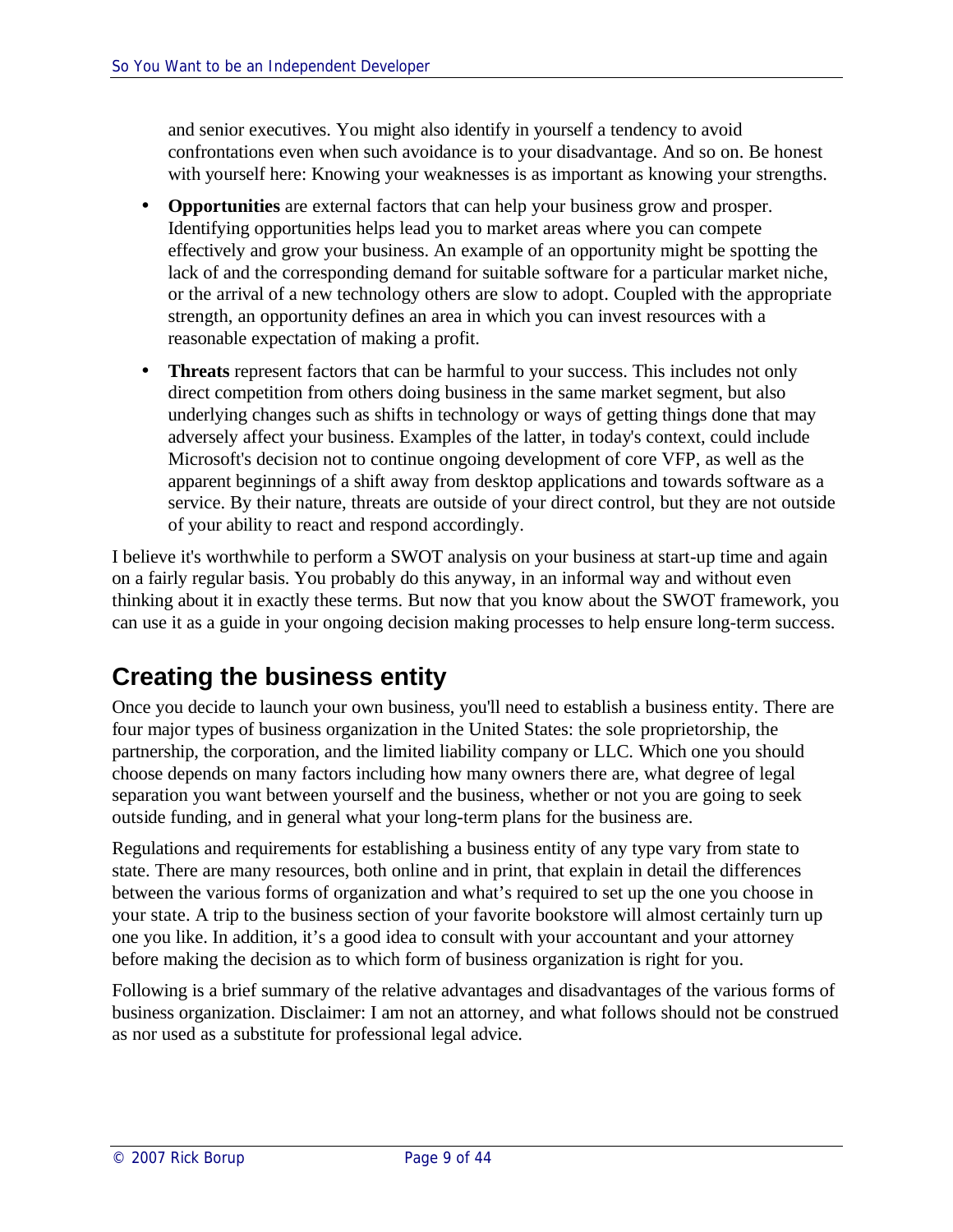and senior executives. You might also identify in yourself a tendency to avoid confrontations even when such avoidance is to your disadvantage. And so on. Be honest with yourself here: Knowing your weaknesses is as important as knowing your strengths.

- **Opportunities** are external factors that can help your business grow and prosper. Identifying opportunities helps lead you to market areas where you can compete effectively and grow your business. An example of an opportunity might be spotting the lack of and the corresponding demand for suitable software for a particular market niche, or the arrival of a new technology others are slow to adopt. Coupled with the appropriate strength, an opportunity defines an area in which you can invest resources with a reasonable expectation of making a profit.
- **Threats** represent factors that can be harmful to your success. This includes not only direct competition from others doing business in the same market segment, but also underlying changes such as shifts in technology or ways of getting things done that may adversely affect your business. Examples of the latter, in today's context, could include Microsoft's decision not to continue ongoing development of core VFP, as well as the apparent beginnings of a shift away from desktop applications and towards software as a service. By their nature, threats are outside of your direct control, but they are not outside of your ability to react and respond accordingly.

I believe it's worthwhile to perform a SWOT analysis on your business at start-up time and again on a fairly regular basis. You probably do this anyway, in an informal way and without even thinking about it in exactly these terms. But now that you know about the SWOT framework, you can use it as a guide in your ongoing decision making processes to help ensure long-term success.

## Creating the business entity

Once you decide to launch your own business, you'll need to establish a business entity. There are four major types of business organization in the United States: the sole proprietorship, the partnership, the corporation, and the limited liability company or LLC. Which one you should choose depends on many factors including how many owners there are, what degree of legal separation you want between yourself and the business, whether or not you are going to seek outside funding, and in general what your long-term plans for the business are.

Regulations and requirements for establishing a business entity of any type vary from state to state. There are many resources, both online and in print, that explain in detail the differences between the various forms of organization and what's required to set up the one you choose in your state. A trip to the business section of your favorite bookstore will almost certainly turn up one you like. In addition, it's a good idea to consult with your accountant and your attorney before making the decision as to which form of business organization is right for you.

Following is a brief summary of the relative advantages and disadvantages of the various forms of business organization. Disclaimer: I am not an attorney, and what follows should not be construed as nor used as a substitute for professional legal advice.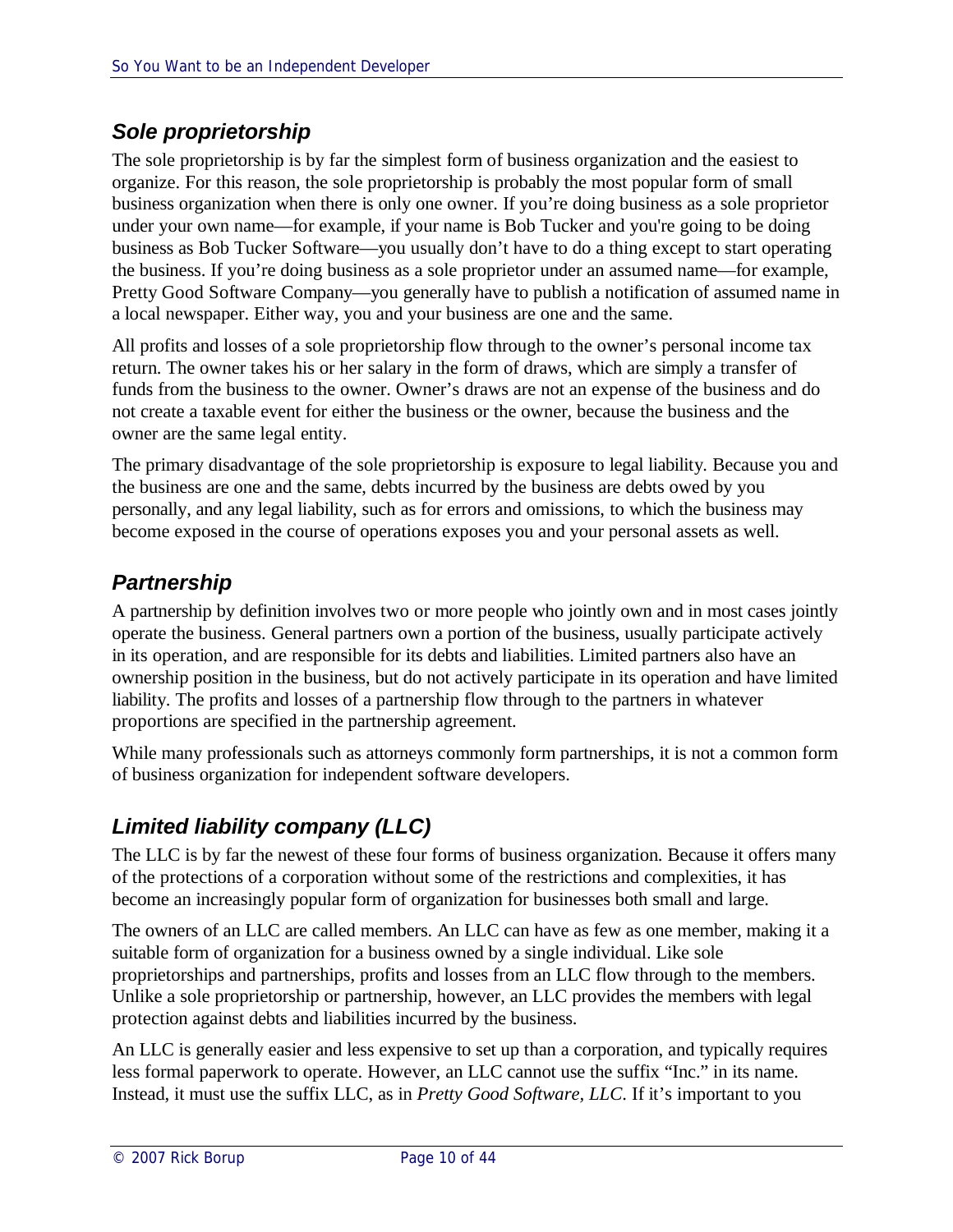## *Sole proprietorship*

The sole proprietorship is by far the simplest form of business organization and the easiest to organize. For this reason, the sole proprietorship is probably the most popular form of small business organization when there is only one owner. If you're doing business as a sole proprietor under your own name—for example, if your name is Bob Tucker and you're going to be doing business as Bob Tucker Software—you usually don't have to do a thing except to start operating the business. If you're doing business as a sole proprietor under an assumed name—for example, Pretty Good Software Company—you generally have to publish a notification of assumed name in a local newspaper. Either way, you and your business are one and the same.

All profits and losses of a sole proprietorship flow through to the owner's personal income tax return. The owner takes his or her salary in the form of draws, which are simply a transfer of funds from the business to the owner. Owner's draws are not an expense of the business and do not create a taxable event for either the business or the owner, because the business and the owner are the same legal entity.

The primary disadvantage of the sole proprietorship is exposure to legal liability. Because you and the business are one and the same, debts incurred by the business are debts owed by you personally, and any legal liability, such as for errors and omissions, to which the business may become exposed in the course of operations exposes you and your personal assets as well.

## *Partnership*

A partnership by definition involves two or more people who jointly own and in most cases jointly operate the business. General partners own a portion of the business, usually participate actively in its operation, and are responsible for its debts and liabilities. Limited partners also have an ownership position in the business, but do not actively participate in its operation and have limited liability. The profits and losses of a partnership flow through to the partners in whatever proportions are specified in the partnership agreement.

While many professionals such as attorneys commonly form partnerships, it is not a common form of business organization for independent software developers.

## *Limited liability company (LLC)*

The LLC is by far the newest of these four forms of business organization. Because it offers many of the protections of a corporation without some of the restrictions and complexities, it has become an increasingly popular form of organization for businesses both small and large.

The owners of an LLC are called members. An LLC can have as few as one member, making it a suitable form of organization for a business owned by a single individual. Like sole proprietorships and partnerships, profits and losses from an LLC flow through to the members. Unlike a sole proprietorship or partnership, however, an LLC provides the members with legal protection against debts and liabilities incurred by the business.

An LLC is generally easier and less expensive to set up than a corporation, and typically requires less formal paperwork to operate. However, an LLC cannot use the suffix "Inc." in its name. Instead, it must use the suffix LLC, as in *Pretty Good Software, LLC*. If it's important to you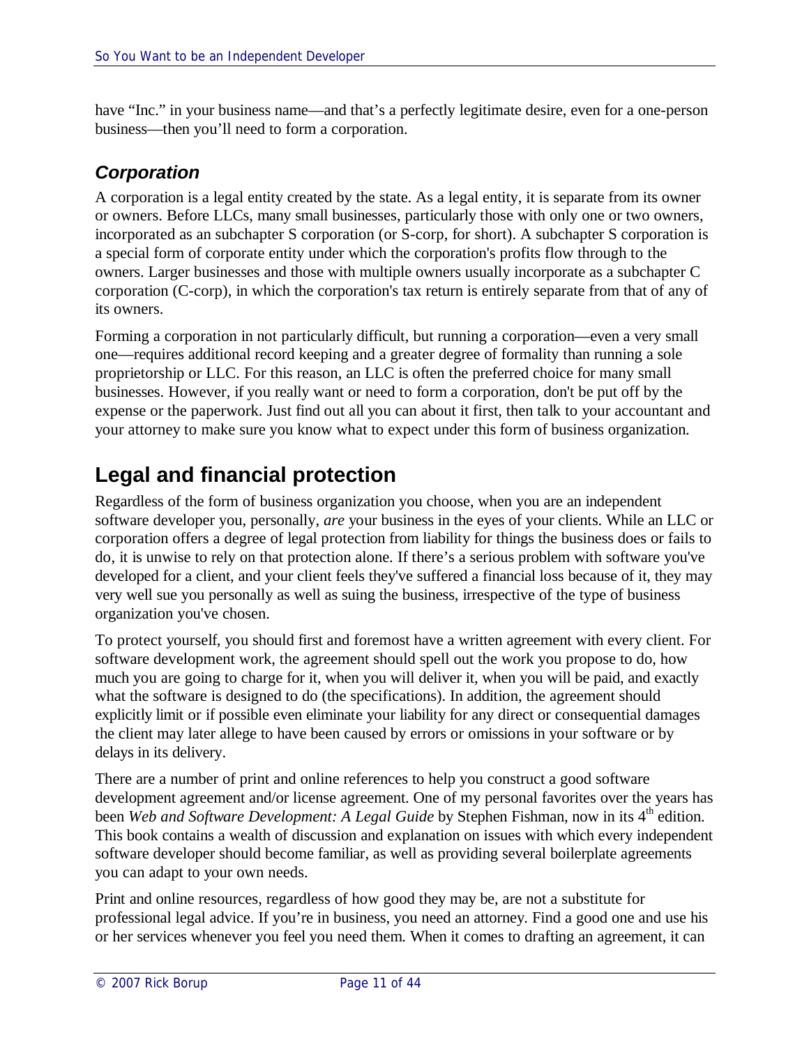have "Inc." in your business name—and that's a perfectly legitimate desire, even for a one-person business—then you'll need to form a corporation.

### *Corporation*

A corporation is a legal entity created by the state. As a legal entity, it is separate from its owner or owners. Before LLCs, many small businesses, particularly those with only one or two owners, incorporated as an subchapter S corporation (or S-corp, for short). A subchapter S corporation is a special form of corporate entity under which the corporation's profits flow through to the owners. Larger businesses and those with multiple owners usually incorporate as a subchapter C corporation (C-corp), in which the corporation's tax return is entirely separate from that of any of its owners.

Forming a corporation in not particularly difficult, but running a corporation—even a very small one—requires additional record keeping and a greater degree of formality than running a sole proprietorship or LLC. For this reason, an LLC is often the preferred choice for many small businesses. However, if you really want or need to form a corporation, don't be put off by the expense or the paperwork. Just find out all you can about it first, then talk to your accountant and your attorney to make sure you know what to expect under this form of business organization.

## Legal and financial protection

Regardless of the form of business organization you choose, when you are an independent software developer you, personally, *are* your business in the eyes of your clients. While an LLC or corporation offers a degree of legal protection from liability for things the business does or fails to do, it is unwise to rely on that protection alone. If there's a serious problem with software you've developed for a client, and your client feels they've suffered a financial loss because of it, they may very well sue you personally as well as suing the business, irrespective of the type of business organization you've chosen.

To protect yourself, you should first and foremost have a written agreement with every client. For software development work, the agreement should spell out the work you propose to do, how much you are going to charge for it, when you will deliver it, when you will be paid, and exactly what the software is designed to do (the specifications). In addition, the agreement should explicitly limit or if possible even eliminate your liability for any direct or consequential damages the client may later allege to have been caused by errors or omissions in your software or by delays in its delivery.

There are a number of print and online references to help you construct a good software development agreement and/or license agreement. One of my personal favorites over the years has been *Web and Software Development: A Legal Guide* by Stephen Fishman, now in its 4th edition. This book contains a wealth of discussion and explanation on issues with which every independent software developer should become familiar, as well as providing several boilerplate agreements you can adapt to your own needs.

Print and online resources, regardless of how good they may be, are not a substitute for professional legal advice. If you're in business, you need an attorney. Find a good one and use his or her services whenever you feel you need them. When it comes to drafting an agreement, it can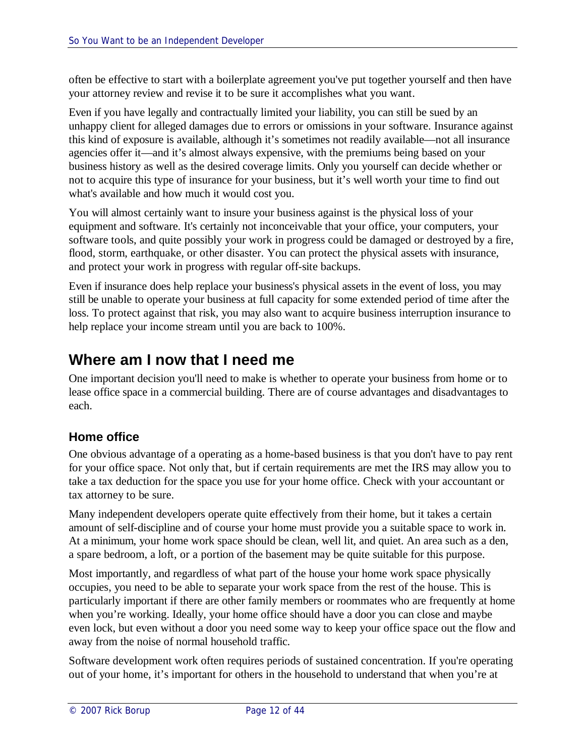often be effective to start with a boilerplate agreement you've put together yourself and then have your attorney review and revise it to be sure it accomplishes what you want.

Even if you have legally and contractually limited your liability, you can still be sued by an unhappy client for alleged damages due to errors or omissions in your software. Insurance against this kind of exposure is available, although it's sometimes not readily available—not all insurance agencies offer it—and it's almost always expensive, with the premiums being based on your business history as well as the desired coverage limits. Only you yourself can decide whether or not to acquire this type of insurance for your business, but it's well worth your time to find out what's available and how much it would cost you.

You will almost certainly want to insure your business against is the physical loss of your equipment and software. It's certainly not inconceivable that your office, your computers, your software tools, and quite possibly your work in progress could be damaged or destroyed by a fire, flood, storm, earthquake, or other disaster. You can protect the physical assets with insurance, and protect your work in progress with regular off-site backups.

Even if insurance does help replace your business's physical assets in the event of loss, you may still be unable to operate your business at full capacity for some extended period of time after the loss. To protect against that risk, you may also want to acquire business interruption insurance to help replace your income stream until you are back to 100%.

## Where am I now that I need me

One important decision you'll need to make is whether to operate your business from home or to lease office space in a commercial building. There are of course advantages and disadvantages to each.

### Home office

One obvious advantage of a operating as a home-based business is that you don't have to pay rent for your office space. Not only that, but if certain requirements are met the IRS may allow you to take a tax deduction for the space you use for your home office. Check with your accountant or tax attorney to be sure.

Many independent developers operate quite effectively from their home, but it takes a certain amount of self-discipline and of course your home must provide you a suitable space to work in. At a minimum, your home work space should be clean, well lit, and quiet. An area such as a den, a spare bedroom, a loft, or a portion of the basement may be quite suitable for this purpose.

Most importantly, and regardless of what part of the house your home work space physically occupies, you need to be able to separate your work space from the rest of the house. This is particularly important if there are other family members or roommates who are frequently at home when you're working. Ideally, your home office should have a door you can close and maybe even lock, but even without a door you need some way to keep your office space out the flow and away from the noise of normal household traffic.

Software development work often requires periods of sustained concentration. If you're operating out of your home, it's important for others in the household to understand that when you're at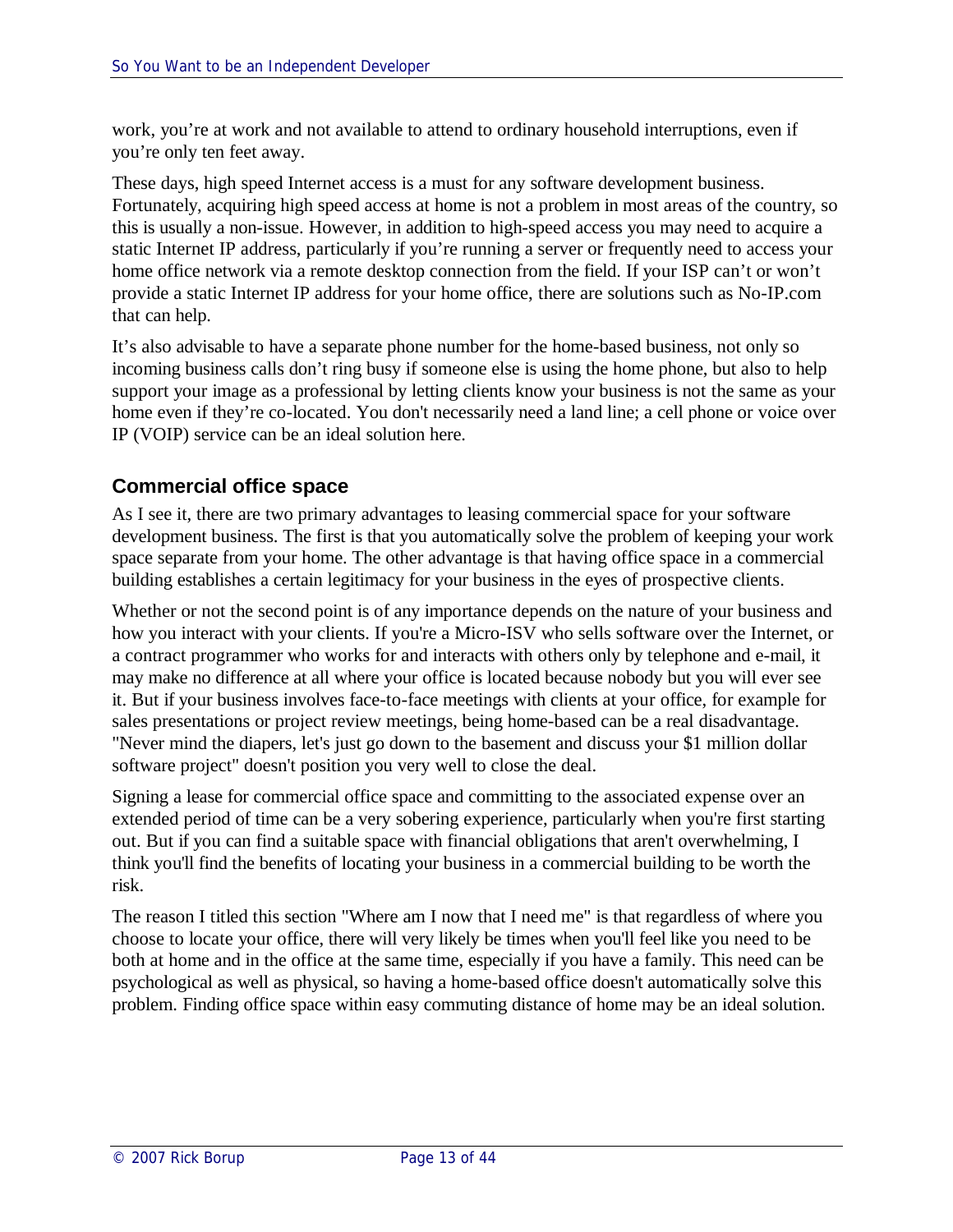work, you're at work and not available to attend to ordinary household interruptions, even if you're only ten feet away.

These days, high speed Internet access is a must for any software development business. Fortunately, acquiring high speed access at home is not a problem in most areas of the country, so this is usually a non-issue. However, in addition to high-speed access you may need to acquire a static Internet IP address, particularly if you're running a server or frequently need to access your home office network via a remote desktop connection from the field. If your ISP can't or won't provide a static Internet IP address for your home office, there are solutions such as No-IP.com that can help.

It's also advisable to have a separate phone number for the home-based business, not only so incoming business calls don't ring busy if someone else is using the home phone, but also to help support your image as a professional by letting clients know your business is not the same as your home even if they're co-located. You don't necessarily need a land line; a cell phone or voice over IP (VOIP) service can be an ideal solution here.

### Commercial office space

As I see it, there are two primary advantages to leasing commercial space for your software development business. The first is that you automatically solve the problem of keeping your work space separate from your home. The other advantage is that having office space in a commercial building establishes a certain legitimacy for your business in the eyes of prospective clients.

Whether or not the second point is of any importance depends on the nature of your business and how you interact with your clients. If you're a Micro-ISV who sells software over the Internet, or a contract programmer who works for and interacts with others only by telephone and e-mail, it may make no difference at all where your office is located because nobody but you will ever see it. But if your business involves face-to-face meetings with clients at your office, for example for sales presentations or project review meetings, being home-based can be a real disadvantage. "Never mind the diapers, let's just go down to the basement and discuss your $1 million dollar software project" doesn't position you very well to close the deal.

Signing a lease for commercial office space and committing to the associated expense over an extended period of time can be a very sobering experience, particularly when you're first starting out. But if you can find a suitable space with financial obligations that aren't overwhelming, I think you'll find the benefits of locating your business in a commercial building to be worth the risk.

The reason I titled this section "Where am I now that I need me" is that regardless of where you choose to locate your office, there will very likely be times when you'll feel like you need to be both at home and in the office at the same time, especially if you have a family. This need can be psychological as well as physical, so having a home-based office doesn't automatically solve this problem. Finding office space within easy commuting distance of home may be an ideal solution.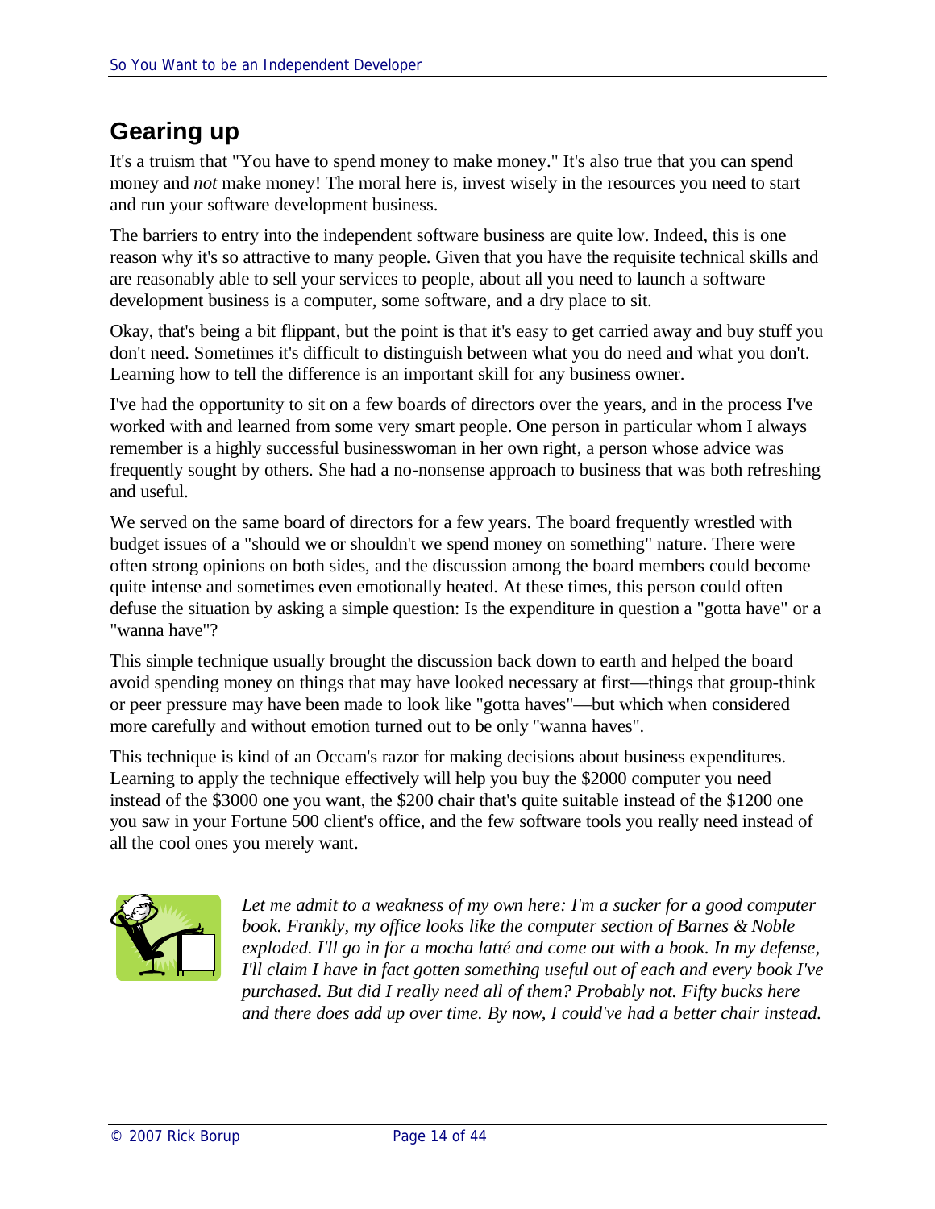## Gearing up

It's a truism that "You have to spend money to make money." It's also true that you can spend money and *not* make money! The moral here is, invest wisely in the resources you need to start and run your software development business.

The barriers to entry into the independent software business are quite low. Indeed, this is one reason why it's so attractive to many people. Given that you have the requisite technical skills and are reasonably able to sell your services to people, about all you need to launch a software development business is a computer, some software, and a dry place to sit.

Okay, that's being a bit flippant, but the point is that it's easy to get carried away and buy stuff you don't need. Sometimes it's difficult to distinguish between what you do need and what you don't. Learning how to tell the difference is an important skill for any business owner.

I've had the opportunity to sit on a few boards of directors over the years, and in the process I've worked with and learned from some very smart people. One person in particular whom I always remember is a highly successful businesswoman in her own right, a person whose advice was frequently sought by others. She had a no-nonsense approach to business that was both refreshing and useful.

We served on the same board of directors for a few years. The board frequently wrestled with budget issues of a "should we or shouldn't we spend money on something" nature. There were often strong opinions on both sides, and the discussion among the board members could become quite intense and sometimes even emotionally heated. At these times, this person could often defuse the situation by asking a simple question: Is the expenditure in question a "gotta have" or a "wanna have"?

This simple technique usually brought the discussion back down to earth and helped the board avoid spending money on things that may have looked necessary at first—things that group-think or peer pressure may have been made to look like "gotta haves"—but which when considered more carefully and without emotion turned out to be only "wanna haves".

This technique is kind of an Occam's razor for making decisions about business expenditures. Learning to apply the technique effectively will help you buy the $2000 computer you need instead of the $3000 one you want, the $200 chair that's quite suitable instead of the $1200 one you saw in your Fortune 500 client's office, and the few software tools you really need instead of all the cool ones you merely want.

*Let me admit to a weakness of my own here: I'm a sucker for a good computer book. Frankly, my office looks like the computer section of Barnes & Noble exploded. I'll go in for a mocha latté and come out with a book. In my defense, I'll claim I have in fact gotten something useful out of each and every book I've purchased. But did I really need all of them? Probably not. Fifty bucks here and there does add up over time. By now, I could've had a better chair instead.*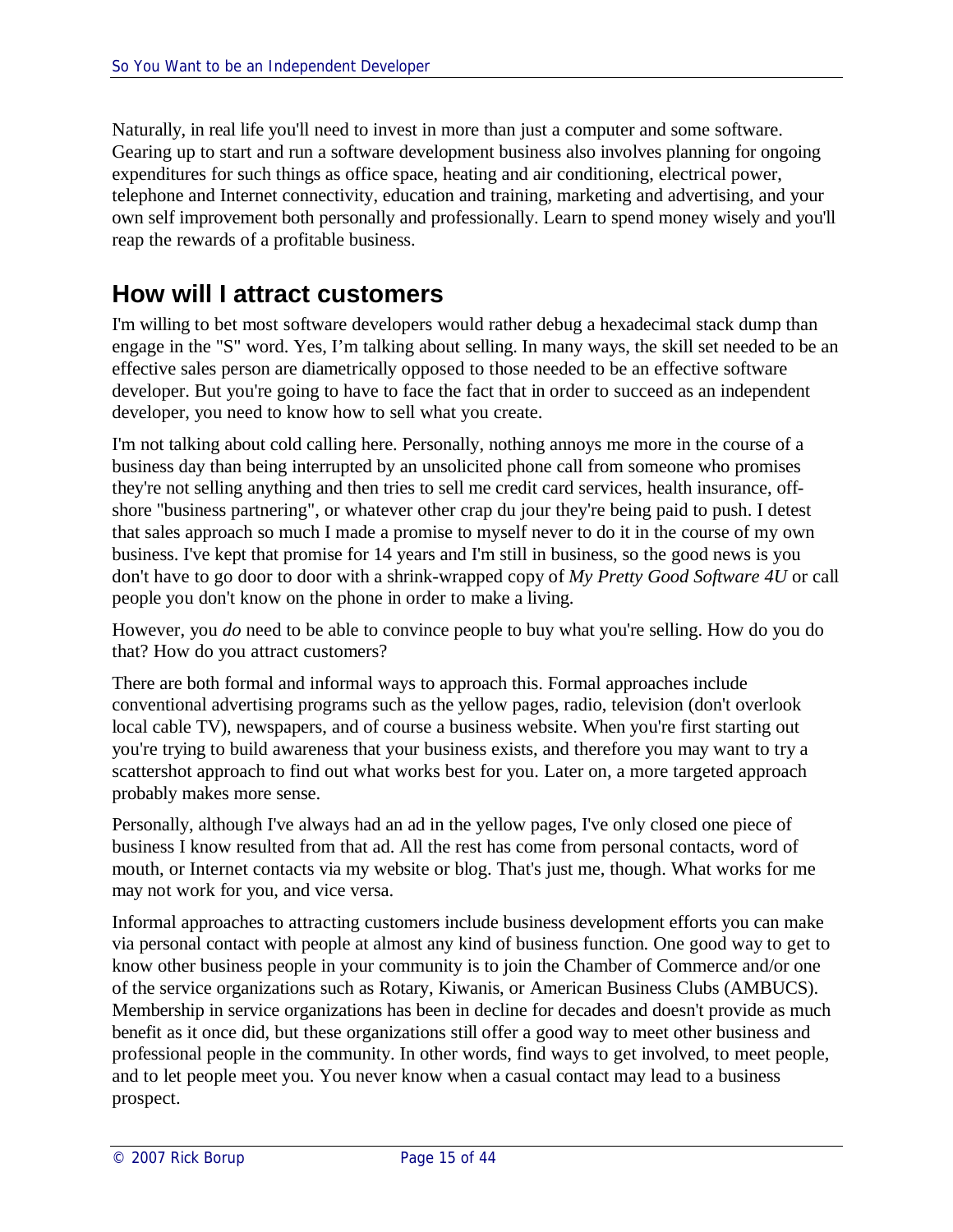Naturally, in real life you'll need to invest in more than just a computer and some software. Gearing up to start and run a software development business also involves planning for ongoing expenditures for such things as office space, heating and air conditioning, electrical power, telephone and Internet connectivity, education and training, marketing and advertising, and your own self improvement both personally and professionally. Learn to spend money wisely and you'll reap the rewards of a profitable business.

## How will I attract customers

I'm willing to bet most software developers would rather debug a hexadecimal stack dump than engage in the "S" word. Yes, I'm talking about selling. In many ways, the skill set needed to be an effective sales person are diametrically opposed to those needed to be an effective software developer. But you're going to have to face the fact that in order to succeed as an independent developer, you need to know how to sell what you create.

I'm not talking about cold calling here. Personally, nothing annoys me more in the course of a business day than being interrupted by an unsolicited phone call from someone who promises they're not selling anything and then tries to sell me credit card services, health insurance, off-shore "business partnering", or whatever other crap du jour they're being paid to push. I detest that sales approach so much I made a promise to myself never to do it in the course of my own business. I've kept that promise for 14 years and I'm still in business, so the good news is you don't have to go door to door with a shrink-wrapped copy of *My Pretty Good Software 4U* or call people you don't know on the phone in order to make a living.

However, you *do* need to be able to convince people to buy what you're selling. How do you do that? How do you attract customers?

There are both formal and informal ways to approach this. Formal approaches include conventional advertising programs such as the yellow pages, radio, television (don't overlook local cable TV), newspapers, and of course a business website. When you're first starting out you're trying to build awareness that your business exists, and therefore you may want to try a scattershot approach to find out what works best for you. Later on, a more targeted approach probably makes more sense.

Personally, although I've always had an ad in the yellow pages, I've only closed one piece of business I know resulted from that ad. All the rest has come from personal contacts, word of mouth, or Internet contacts via my website or blog. That's just me, though. What works for me may not work for you, and vice versa.

Informal approaches to attracting customers include business development efforts you can make via personal contact with people at almost any kind of business function. One good way to get to know other business people in your community is to join the Chamber of Commerce and/or one of the service organizations such as Rotary, Kiwanis, or American Business Clubs (AMBUCS). Membership in service organizations has been in decline for decades and doesn't provide as much benefit as it once did, but these organizations still offer a good way to meet other business and professional people in the community. In other words, find ways to get involved, to meet people, and to let people meet you. You never know when a casual contact may lead to a business prospect.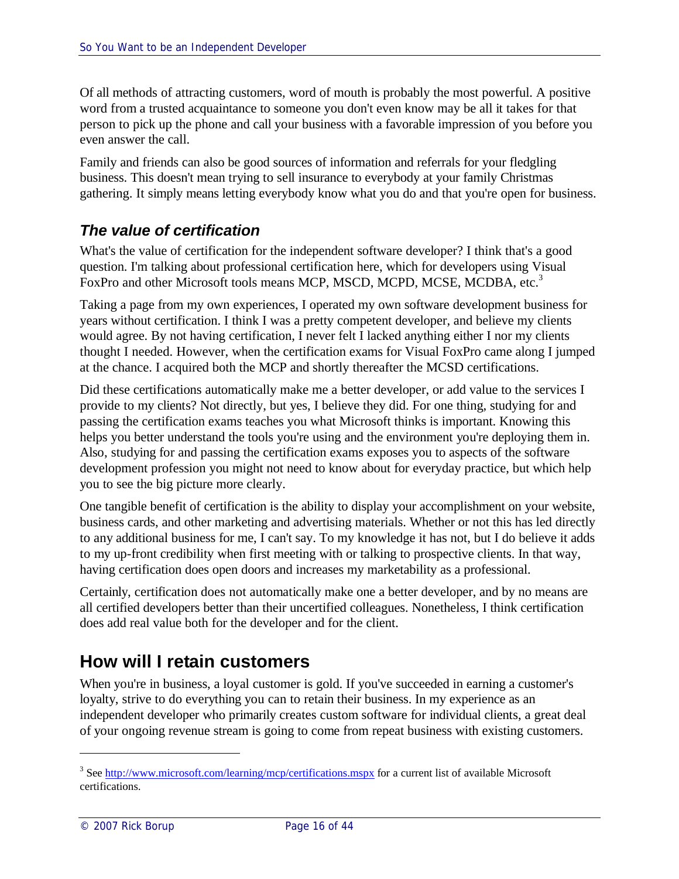Of all methods of attracting customers, word of mouth is probably the most powerful. A positive word from a trusted acquaintance to someone you don't even know may be all it takes for that person to pick up the phone and call your business with a favorable impression of you before you even answer the call.

Family and friends can also be good sources of information and referrals for your fledgling business. This doesn't mean trying to sell insurance to everybody at your family Christmas gathering. It simply means letting everybody know what you do and that you're open for business.

### *The value of certification*

What's the value of certification for the independent software developer? I think that's a good question. I'm talking about professional certification here, which for developers using Visual FoxPro and other Microsoft tools means MCP, MSCD, MCPD, MCSE, MCDBA, etc.[3]

Taking a page from my own experiences, I operated my own software development business for years without certification. I think I was a pretty competent developer, and believe my clients would agree. By not having certification, I never felt I lacked anything either I nor my clients thought I needed. However, when the certification exams for Visual FoxPro came along I jumped at the chance. I acquired both the MCP and shortly thereafter the MCSD certifications.

Did these certifications automatically make me a better developer, or add value to the services I provide to my clients? Not directly, but yes, I believe they did. For one thing, studying for and passing the certification exams teaches you what Microsoft thinks is important. Knowing this helps you better understand the tools you're using and the environment you're deploying them in. Also, studying for and passing the certification exams exposes you to aspects of the software development profession you might not need to know about for everyday practice, but which help you to see the big picture more clearly.

One tangible benefit of certification is the ability to display your accomplishment on your website, business cards, and other marketing and advertising materials. Whether or not this has led directly to any additional business for me, I can't say. To my knowledge it has not, but I do believe it adds to my up-front credibility when first meeting with or talking to prospective clients. In that way, having certification does open doors and increases my marketability as a professional.

Certainly, certification does not automatically make one a better developer, and by no means are all certified developers better than their uncertified colleagues. Nonetheless, I think certification does add real value both for the developer and for the client.

## How will I retain customers

When you're in business, a loyal customer is gold. If you've succeeded in earning a customer's loyalty, strive to do everything you can to retain their business. In my experience as an independent developer who primarily creates custom software for individual clients, a great deal of your ongoing revenue stream is going to come from repeat business with existing customers.

---

[3] See http://www.microsoft.com/learning/mcp/certifications.mspx for a current list of available Microsoft certifications.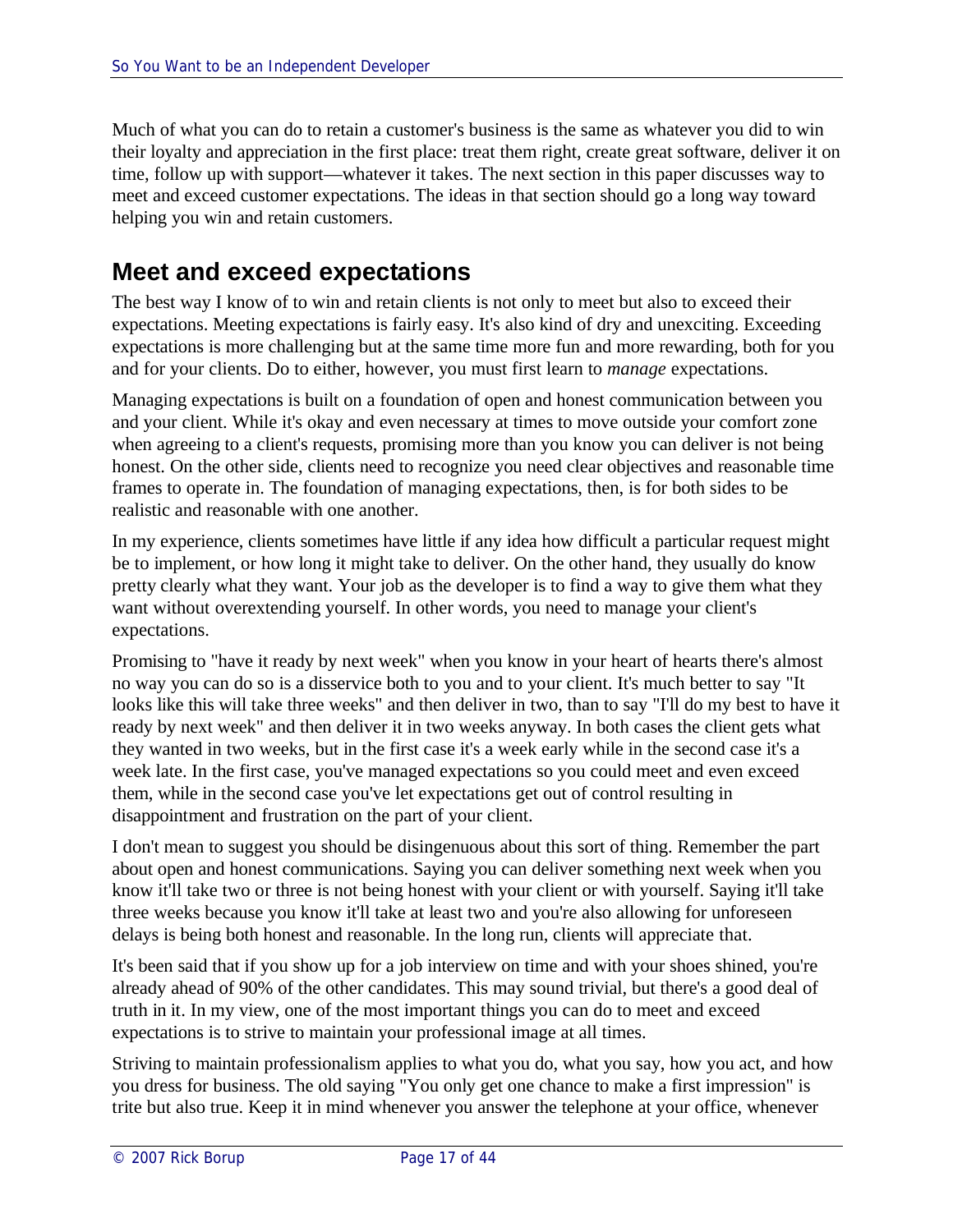Much of what you can do to retain a customer's business is the same as whatever you did to win their loyalty and appreciation in the first place: treat them right, create great software, deliver it on time, follow up with support—whatever it takes. The next section in this paper discusses way to meet and exceed customer expectations. The ideas in that section should go a long way toward helping you win and retain customers.

## Meet and exceed expectations

The best way I know of to win and retain clients is not only to meet but also to exceed their expectations. Meeting expectations is fairly easy. It's also kind of dry and unexciting. Exceeding expectations is more challenging but at the same time more fun and more rewarding, both for you and for your clients. Do to either, however, you must first learn to *manage* expectations.

Managing expectations is built on a foundation of open and honest communication between you and your client. While it's okay and even necessary at times to move outside your comfort zone when agreeing to a client's requests, promising more than you know you can deliver is not being honest. On the other side, clients need to recognize you need clear objectives and reasonable time frames to operate in. The foundation of managing expectations, then, is for both sides to be realistic and reasonable with one another.

In my experience, clients sometimes have little if any idea how difficult a particular request might be to implement, or how long it might take to deliver. On the other hand, they usually do know pretty clearly what they want. Your job as the developer is to find a way to give them what they want without overextending yourself. In other words, you need to manage your client's expectations.

Promising to "have it ready by next week" when you know in your heart of hearts there's almost no way you can do so is a disservice both to you and to your client. It's much better to say "It looks like this will take three weeks" and then deliver in two, than to say "I'll do my best to have it ready by next week" and then deliver it in two weeks anyway. In both cases the client gets what they wanted in two weeks, but in the first case it's a week early while in the second case it's a week late. In the first case, you've managed expectations so you could meet and even exceed them, while in the second case you've let expectations get out of control resulting in disappointment and frustration on the part of your client.

I don't mean to suggest you should be disingenuous about this sort of thing. Remember the part about open and honest communications. Saying you can deliver something next week when you know it'll take two or three is not being honest with your client or with yourself. Saying it'll take three weeks because you know it'll take at least two and you're also allowing for unforeseen delays is being both honest and reasonable. In the long run, clients will appreciate that.

It's been said that if you show up for a job interview on time and with your shoes shined, you're already ahead of 90% of the other candidates. This may sound trivial, but there's a good deal of truth in it. In my view, one of the most important things you can do to meet and exceed expectations is to strive to maintain your professional image at all times.

Striving to maintain professionalism applies to what you do, what you say, how you act, and how you dress for business. The old saying "You only get one chance to make a first impression" is trite but also true. Keep it in mind whenever you answer the telephone at your office, whenever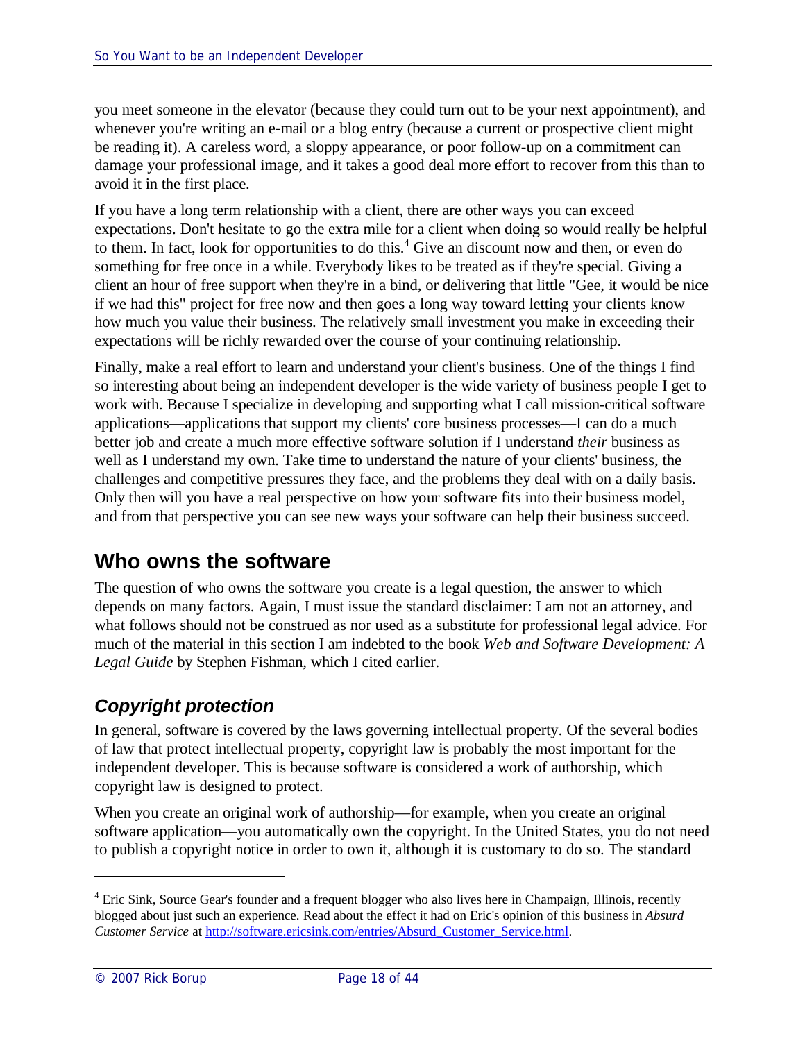you meet someone in the elevator (because they could turn out to be your next appointment), and whenever you're writing an e-mail or a blog entry (because a current or prospective client might be reading it). A careless word, a sloppy appearance, or poor follow-up on a commitment can damage your professional image, and it takes a good deal more effort to recover from this than to avoid it in the first place.

If you have a long term relationship with a client, there are other ways you can exceed expectations. Don't hesitate to go the extra mile for a client when doing so would really be helpful to them. In fact, look for opportunities to do this.[4] Give an discount now and then, or even do something for free once in a while. Everybody likes to be treated as if they're special. Giving a client an hour of free support when they're in a bind, or delivering that little "Gee, it would be nice if we had this" project for free now and then goes a long way toward letting your clients know how much you value their business. The relatively small investment you make in exceeding their expectations will be richly rewarded over the course of your continuing relationship.

Finally, make a real effort to learn and understand your client's business. One of the things I find so interesting about being an independent developer is the wide variety of business people I get to work with. Because I specialize in developing and supporting what I call mission-critical software applications—applications that support my clients' core business processes—I can do a much better job and create a much more effective software solution if I understand *their* business as well as I understand my own. Take time to understand the nature of your clients' business, the challenges and competitive pressures they face, and the problems they deal with on a daily basis. Only then will you have a real perspective on how your software fits into their business model, and from that perspective you can see new ways your software can help their business succeed.

## Who owns the software

The question of who owns the software you create is a legal question, the answer to which depends on many factors. Again, I must issue the standard disclaimer: I am not an attorney, and what follows should not be construed as nor used as a substitute for professional legal advice. For much of the material in this section I am indebted to the book *Web and Software Development: A Legal Guide* by Stephen Fishman, which I cited earlier.

### *Copyright protection*

In general, software is covered by the laws governing intellectual property. Of the several bodies of law that protect intellectual property, copyright law is probably the most important for the independent developer. This is because software is considered a work of authorship, which copyright law is designed to protect.

When you create an original work of authorship—for example, when you create an original software application—you automatically own the copyright. In the United States, you do not need to publish a copyright notice in order to own it, although it is customary to do so. The standard

---

[4] Eric Sink, Source Gear's founder and a frequent blogger who also lives here in Champaign, Illinois, recently blogged about just such an experience. Read about the effect it had on Eric's opinion of this business in *Absurd Customer Service* at http://software.ericsink.com/entries/Absurd_Customer_Service.html.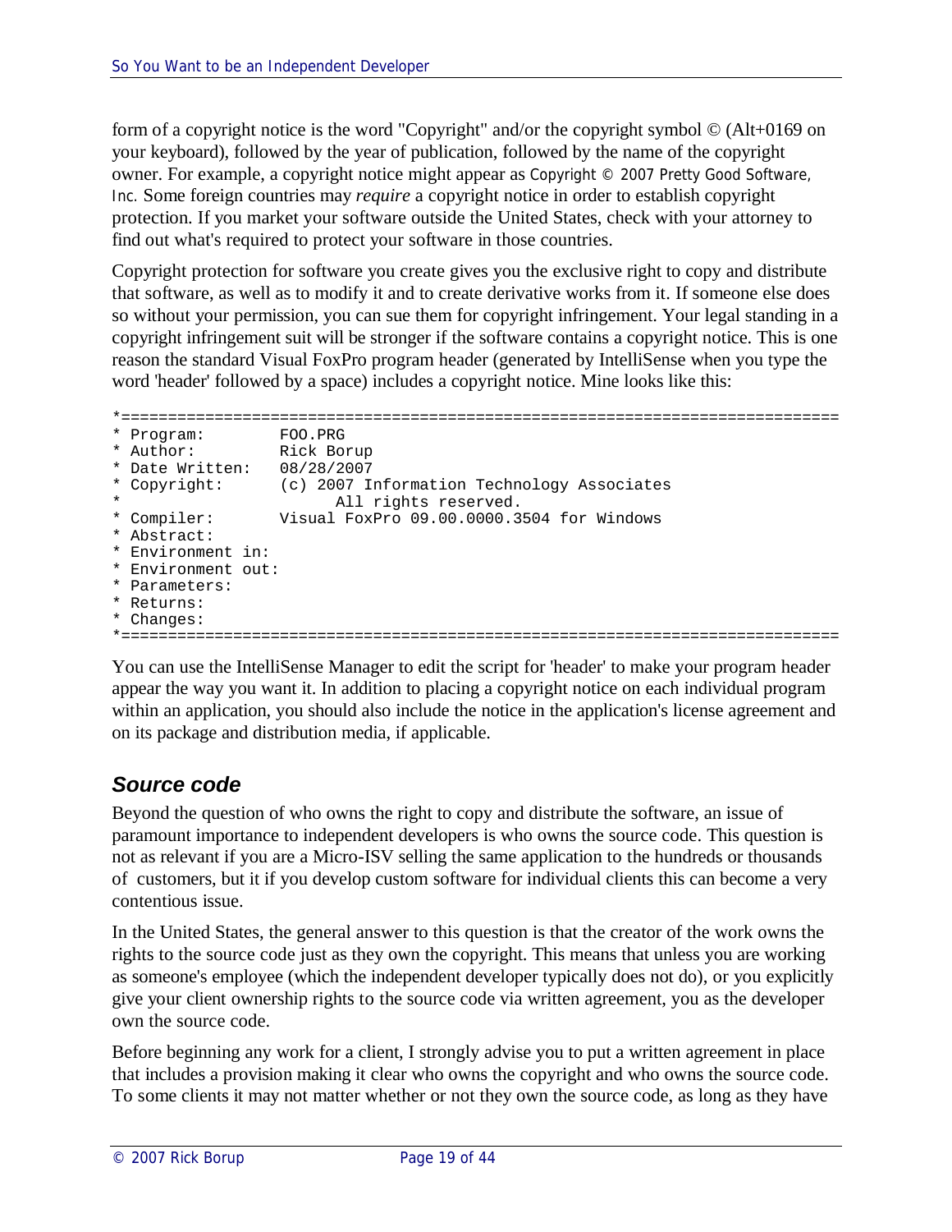form of a copyright notice is the word "Copyright" and/or the copyright symbol © (Alt+0169 on your keyboard), followed by the year of publication, followed by the name of the copyright owner. For example, a copyright notice might appear as Copyright © 2007 Pretty Good Software, Inc. Some foreign countries may *require* a copyright notice in order to establish copyright protection. If you market your software outside the United States, check with your attorney to find out what's required to protect your software in those countries.

Copyright protection for software you create gives you the exclusive right to copy and distribute that software, as well as to modify it and to create derivative works from it. If someone else does so without your permission, you can sue them for copyright infringement. Your legal standing in a copyright infringement suit will be stronger if the software contains a copyright notice. This is one reason the standard Visual FoxPro program header (generated by IntelliSense when you type the word 'header' followed by a space) includes a copyright notice. Mine looks like this:

```
*=============================================================================
* Program:        FOO.PRG
* Author:         Rick Borup
* Date Written:   08/28/2007
* Copyright:      (c) 2007 Information Technology Associates
*                       All rights reserved.
* Compiler:       Visual FoxPro 09.00.0000.3504 for Windows
* Abstract:
* Environment in:
* Environment out:
* Parameters:
* Returns:
* Changes:
*=============================================================================
```

You can use the IntelliSense Manager to edit the script for 'header' to make your program header appear the way you want it. In addition to placing a copyright notice on each individual program within an application, you should also include the notice in the application's license agreement and on its package and distribution media, if applicable.

### *Source code*

Beyond the question of who owns the right to copy and distribute the software, an issue of paramount importance to independent developers is who owns the source code. This question is not as relevant if you are a Micro-ISV selling the same application to the hundreds or thousands of customers, but it if you develop custom software for individual clients this can become a very contentious issue.

In the United States, the general answer to this question is that the creator of the work owns the rights to the source code just as they own the copyright. This means that unless you are working as someone's employee (which the independent developer typically does not do), or you explicitly give your client ownership rights to the source code via written agreement, you as the developer own the source code.

Before beginning any work for a client, I strongly advise you to put a written agreement in place that includes a provision making it clear who owns the copyright and who owns the source code. To some clients it may not matter whether or not they own the source code, as long as they have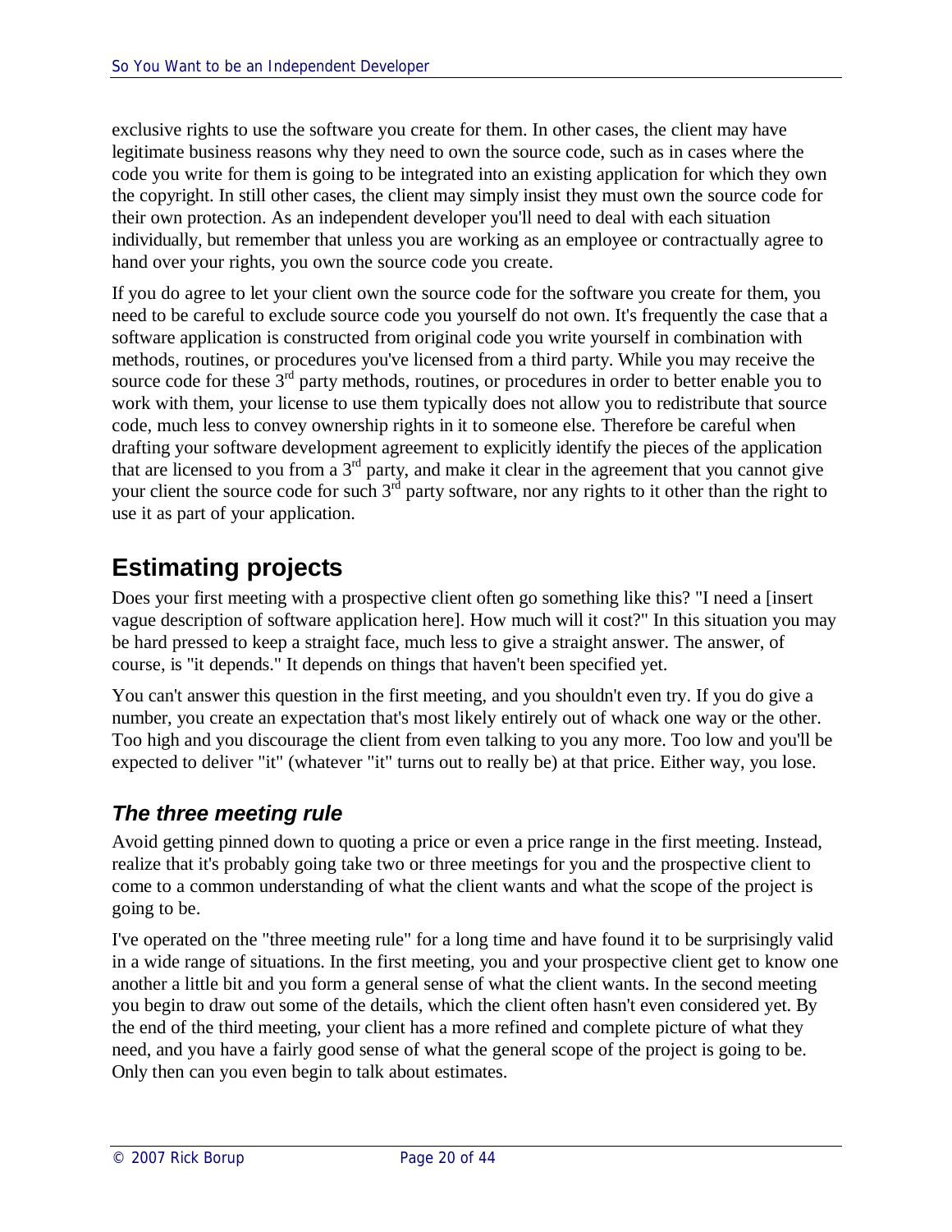exclusive rights to use the software you create for them. In other cases, the client may have legitimate business reasons why they need to own the source code, such as in cases where the code you write for them is going to be integrated into an existing application for which they own the copyright. In still other cases, the client may simply insist they must own the source code for their own protection. As an independent developer you'll need to deal with each situation individually, but remember that unless you are working as an employee or contractually agree to hand over your rights, you own the source code you create.

If you do agree to let your client own the source code for the software you create for them, you need to be careful to exclude source code you yourself do not own. It's frequently the case that a software application is constructed from original code you write yourself in combination with methods, routines, or procedures you've licensed from a third party. While you may receive the source code for these 3rd party methods, routines, or procedures in order to better enable you to work with them, your license to use them typically does not allow you to redistribute that source code, much less to convey ownership rights in it to someone else. Therefore be careful when drafting your software development agreement to explicitly identify the pieces of the application that are licensed to you from a 3rd party, and make it clear in the agreement that you cannot give your client the source code for such 3rd party software, nor any rights to it other than the right to use it as part of your application.

## Estimating projects

Does your first meeting with a prospective client often go something like this? "I need a [insert vague description of software application here]. How much will it cost?" In this situation you may be hard pressed to keep a straight face, much less to give a straight answer. The answer, of course, is "it depends." It depends on things that haven't been specified yet.

You can't answer this question in the first meeting, and you shouldn't even try. If you do give a number, you create an expectation that's most likely entirely out of whack one way or the other. Too high and you discourage the client from even talking to you any more. Too low and you'll be expected to deliver "it" (whatever "it" turns out to really be) at that price. Either way, you lose.

### *The three meeting rule*

Avoid getting pinned down to quoting a price or even a price range in the first meeting. Instead, realize that it's probably going take two or three meetings for you and the prospective client to come to a common understanding of what the client wants and what the scope of the project is going to be.

I've operated on the "three meeting rule" for a long time and have found it to be surprisingly valid in a wide range of situations. In the first meeting, you and your prospective client get to know one another a little bit and you form a general sense of what the client wants. In the second meeting you begin to draw out some of the details, which the client often hasn't even considered yet. By the end of the third meeting, your client has a more refined and complete picture of what they need, and you have a fairly good sense of what the general scope of the project is going to be. Only then can you even begin to talk about estimates.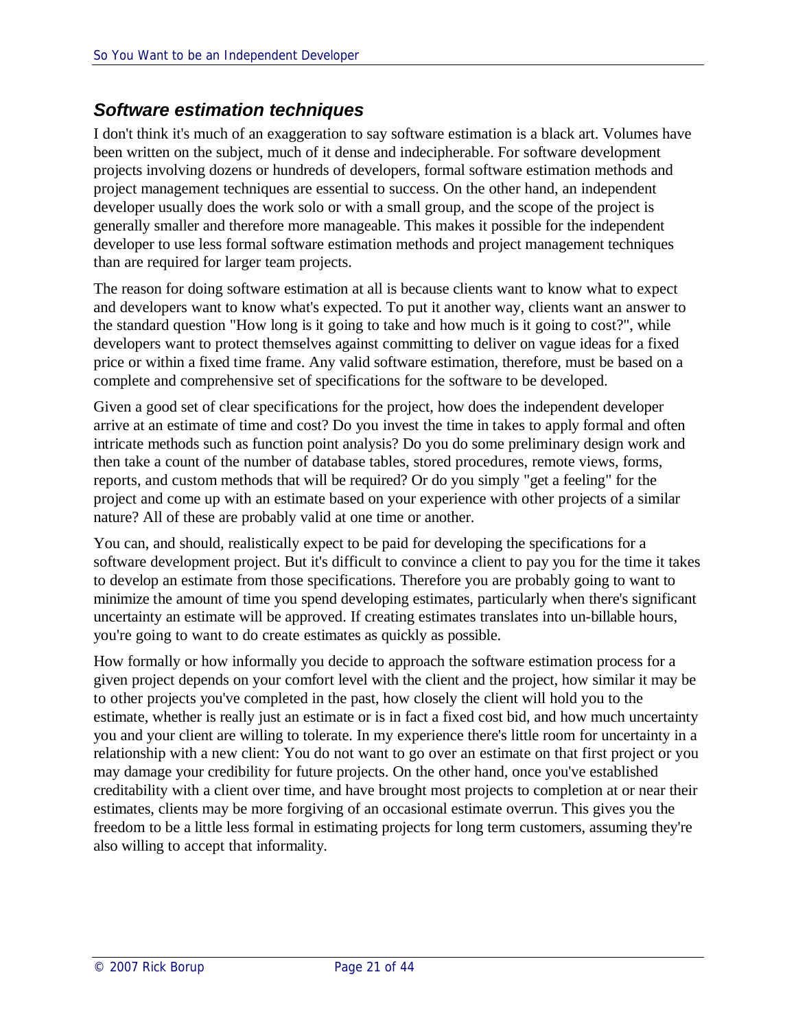## *Software estimation techniques*

I don't think it's much of an exaggeration to say software estimation is a black art. Volumes have been written on the subject, much of it dense and indecipherable. For software development projects involving dozens or hundreds of developers, formal software estimation methods and project management techniques are essential to success. On the other hand, an independent developer usually does the work solo or with a small group, and the scope of the project is generally smaller and therefore more manageable. This makes it possible for the independent developer to use less formal software estimation methods and project management techniques than are required for larger team projects.

The reason for doing software estimation at all is because clients want to know what to expect and developers want to know what's expected. To put it another way, clients want an answer to the standard question "How long is it going to take and how much is it going to cost?", while developers want to protect themselves against committing to deliver on vague ideas for a fixed price or within a fixed time frame. Any valid software estimation, therefore, must be based on a complete and comprehensive set of specifications for the software to be developed.

Given a good set of clear specifications for the project, how does the independent developer arrive at an estimate of time and cost? Do you invest the time in takes to apply formal and often intricate methods such as function point analysis? Do you do some preliminary design work and then take a count of the number of database tables, stored procedures, remote views, forms, reports, and custom methods that will be required? Or do you simply "get a feeling" for the project and come up with an estimate based on your experience with other projects of a similar nature? All of these are probably valid at one time or another.

You can, and should, realistically expect to be paid for developing the specifications for a software development project. But it's difficult to convince a client to pay you for the time it takes to develop an estimate from those specifications. Therefore you are probably going to want to minimize the amount of time you spend developing estimates, particularly when there's significant uncertainty an estimate will be approved. If creating estimates translates into un-billable hours, you're going to want to do create estimates as quickly as possible.

How formally or how informally you decide to approach the software estimation process for a given project depends on your comfort level with the client and the project, how similar it may be to other projects you've completed in the past, how closely the client will hold you to the estimate, whether is really just an estimate or is in fact a fixed cost bid, and how much uncertainty you and your client are willing to tolerate. In my experience there's little room for uncertainty in a relationship with a new client: You do not want to go over an estimate on that first project or you may damage your credibility for future projects. On the other hand, once you've established creditability with a client over time, and have brought most projects to completion at or near their estimates, clients may be more forgiving of an occasional estimate overrun. This gives you the freedom to be a little less formal in estimating projects for long term customers, assuming they're also willing to accept that informality.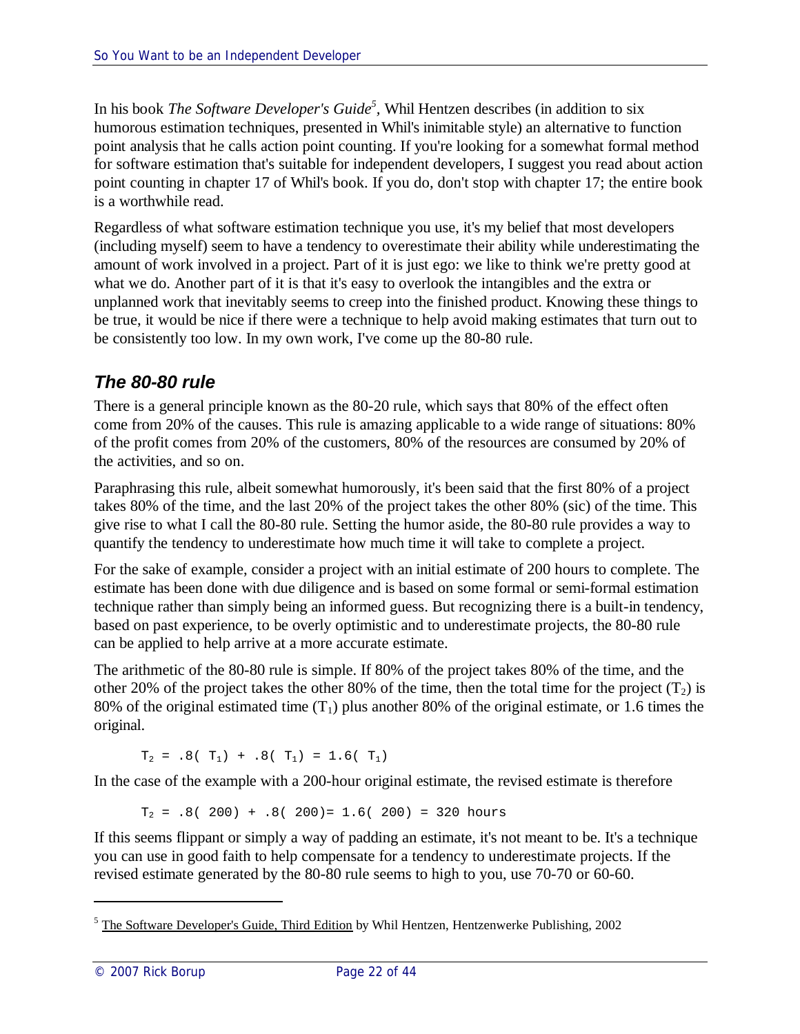In his book *The Software Developer's Guide*[5], Whil Hentzen describes (in addition to six humorous estimation techniques, presented in Whil's inimitable style) an alternative to function point analysis that he calls action point counting. If you're looking for a somewhat formal method for software estimation that's suitable for independent developers, I suggest you read about action point counting in chapter 17 of Whil's book. If you do, don't stop with chapter 17; the entire book is a worthwhile read.

Regardless of what software estimation technique you use, it's my belief that most developers (including myself) seem to have a tendency to overestimate their ability while underestimating the amount of work involved in a project. Part of it is just ego: we like to think we're pretty good at what we do. Another part of it is that it's easy to overlook the intangibles and the extra or unplanned work that inevitably seems to creep into the finished product. Knowing these things to be true, it would be nice if there were a technique to help avoid making estimates that turn out to be consistently too low. In my own work, I've come up the 80-80 rule.

### The 80-80 rule

There is a general principle known as the 80-20 rule, which says that 80% of the effect often come from 20% of the causes. This rule is amazing applicable to a wide range of situations: 80% of the profit comes from 20% of the customers, 80% of the resources are consumed by 20% of the activities, and so on.

Paraphrasing this rule, albeit somewhat humorously, it's been said that the first 80% of a project takes 80% of the time, and the last 20% of the project takes the other 80% (sic) of the time. This give rise to what I call the 80-80 rule. Setting the humor aside, the 80-80 rule provides a way to quantify the tendency to underestimate how much time it will take to complete a project.

For the sake of example, consider a project with an initial estimate of 200 hours to complete. The estimate has been done with due diligence and is based on some formal or semi-formal estimation technique rather than simply being an informed guess. But recognizing there is a built-in tendency, based on past experience, to be overly optimistic and to underestimate projects, the 80-80 rule can be applied to help arrive at a more accurate estimate.

The arithmetic of the 80-80 rule is simple. If 80% of the project takes 80% of the time, and the other 20% of the project takes the other 80% of the time, then the total time for the project ($T_2$) is 80% of the original estimated time ($T_1$) plus another 80% of the original estimate, or 1.6 times the original.

$$T_2 = .8(T_1) + .8(T_1) = 1.6(T_1)$$

In the case of the example with a 200-hour original estimate, the revised estimate is therefore

$$T_2 = .8(200) + .8(200) = 1.6(200) = 320 \text{ hours}$$

If this seems flippant or simply a way of padding an estimate, it's not meant to be. It's a technique you can use in good faith to help compensate for a tendency to underestimate projects. If the revised estimate generated by the 80-80 rule seems to high to you, use 70-70 or 60-60.

---

[5] The Software Developer's Guide, Third Edition by Whil Hentzen, Hentzenwerke Publishing, 2002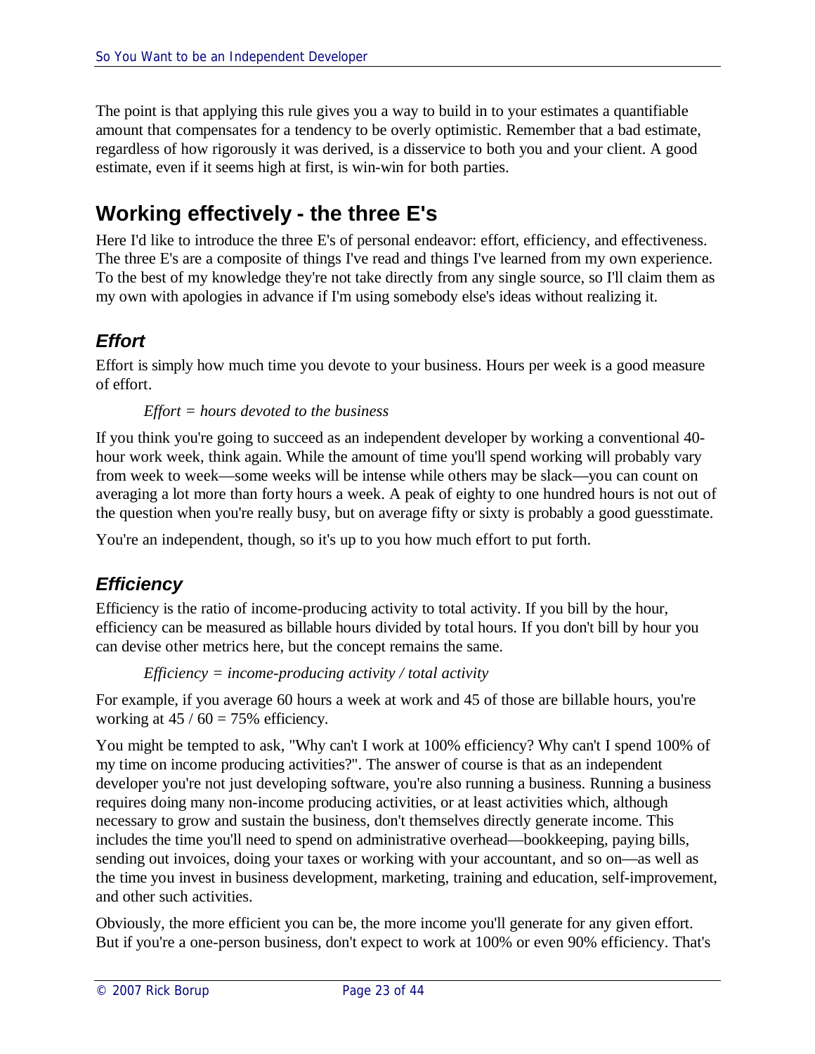The point is that applying this rule gives you a way to build in to your estimates a quantifiable amount that compensates for a tendency to be overly optimistic. Remember that a bad estimate, regardless of how rigorously it was derived, is a disservice to both you and your client. A good estimate, even if it seems high at first, is win-win for both parties.

## Working effectively - the three E's

Here I'd like to introduce the three E's of personal endeavor: effort, efficiency, and effectiveness. The three E's are a composite of things I've read and things I've learned from my own experience. To the best of my knowledge they're not take directly from any single source, so I'll claim them as my own with apologies in advance if I'm using somebody else's ideas without realizing it.

### *Effort*

Effort is simply how much time you devote to your business. Hours per week is a good measure of effort.

> *Effort = hours devoted to the business*

If you think you're going to succeed as an independent developer by working a conventional 40-hour work week, think again. While the amount of time you'll spend working will probably vary from week to week—some weeks will be intense while others may be slack—you can count on averaging a lot more than forty hours a week. A peak of eighty to one hundred hours is not out of the question when you're really busy, but on average fifty or sixty is probably a good guesstimate.

You're an independent, though, so it's up to you how much effort to put forth.

### *Efficiency*

Efficiency is the ratio of income-producing activity to total activity. If you bill by the hour, efficiency can be measured as billable hours divided by total hours. If you don't bill by hour you can devise other metrics here, but the concept remains the same.

> *Efficiency = income-producing activity / total activity*

For example, if you average 60 hours a week at work and 45 of those are billable hours, you're working at 45 / 60 = 75% efficiency.

You might be tempted to ask, "Why can't I work at 100% efficiency? Why can't I spend 100% of my time on income producing activities?". The answer of course is that as an independent developer you're not just developing software, you're also running a business. Running a business requires doing many non-income producing activities, or at least activities which, although necessary to grow and sustain the business, don't themselves directly generate income. This includes the time you'll need to spend on administrative overhead—bookkeeping, paying bills, sending out invoices, doing your taxes or working with your accountant, and so on—as well as the time you invest in business development, marketing, training and education, self-improvement, and other such activities.

Obviously, the more efficient you can be, the more income you'll generate for any given effort. But if you're a one-person business, don't expect to work at 100% or even 90% efficiency. That's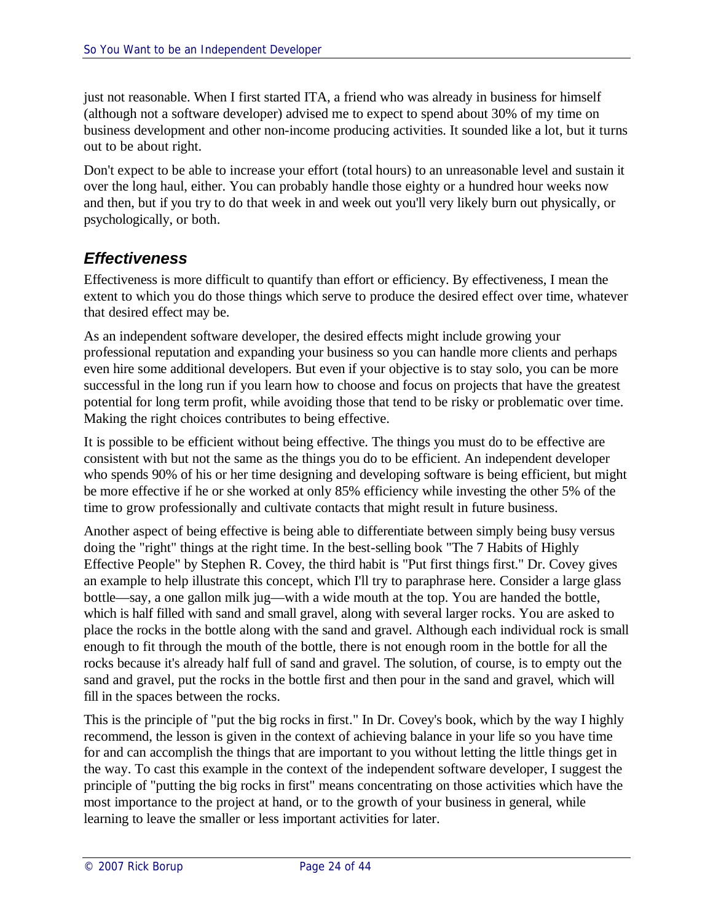just not reasonable. When I first started ITA, a friend who was already in business for himself (although not a software developer) advised me to expect to spend about 30% of my time on business development and other non-income producing activities. It sounded like a lot, but it turns out to be about right.

Don't expect to be able to increase your effort (total hours) to an unreasonable level and sustain it over the long haul, either. You can probably handle those eighty or a hundred hour weeks now and then, but if you try to do that week in and week out you'll very likely burn out physically, or psychologically, or both.

## *Effectiveness*

Effectiveness is more difficult to quantify than effort or efficiency. By effectiveness, I mean the extent to which you do those things which serve to produce the desired effect over time, whatever that desired effect may be.

As an independent software developer, the desired effects might include growing your professional reputation and expanding your business so you can handle more clients and perhaps even hire some additional developers. But even if your objective is to stay solo, you can be more successful in the long run if you learn how to choose and focus on projects that have the greatest potential for long term profit, while avoiding those that tend to be risky or problematic over time. Making the right choices contributes to being effective.

It is possible to be efficient without being effective. The things you must do to be effective are consistent with but not the same as the things you do to be efficient. An independent developer who spends 90% of his or her time designing and developing software is being efficient, but might be more effective if he or she worked at only 85% efficiency while investing the other 5% of the time to grow professionally and cultivate contacts that might result in future business.

Another aspect of being effective is being able to differentiate between simply being busy versus doing the "right" things at the right time. In the best-selling book "The 7 Habits of Highly Effective People" by Stephen R. Covey, the third habit is "Put first things first." Dr. Covey gives an example to help illustrate this concept, which I'll try to paraphrase here. Consider a large glass bottle—say, a one gallon milk jug—with a wide mouth at the top. You are handed the bottle, which is half filled with sand and small gravel, along with several larger rocks. You are asked to place the rocks in the bottle along with the sand and gravel. Although each individual rock is small enough to fit through the mouth of the bottle, there is not enough room in the bottle for all the rocks because it's already half full of sand and gravel. The solution, of course, is to empty out the sand and gravel, put the rocks in the bottle first and then pour in the sand and gravel, which will fill in the spaces between the rocks.

This is the principle of "put the big rocks in first." In Dr. Covey's book, which by the way I highly recommend, the lesson is given in the context of achieving balance in your life so you have time for and can accomplish the things that are important to you without letting the little things get in the way. To cast this example in the context of the independent software developer, I suggest the principle of "putting the big rocks in first" means concentrating on those activities which have the most importance to the project at hand, or to the growth of your business in general, while learning to leave the smaller or less important activities for later.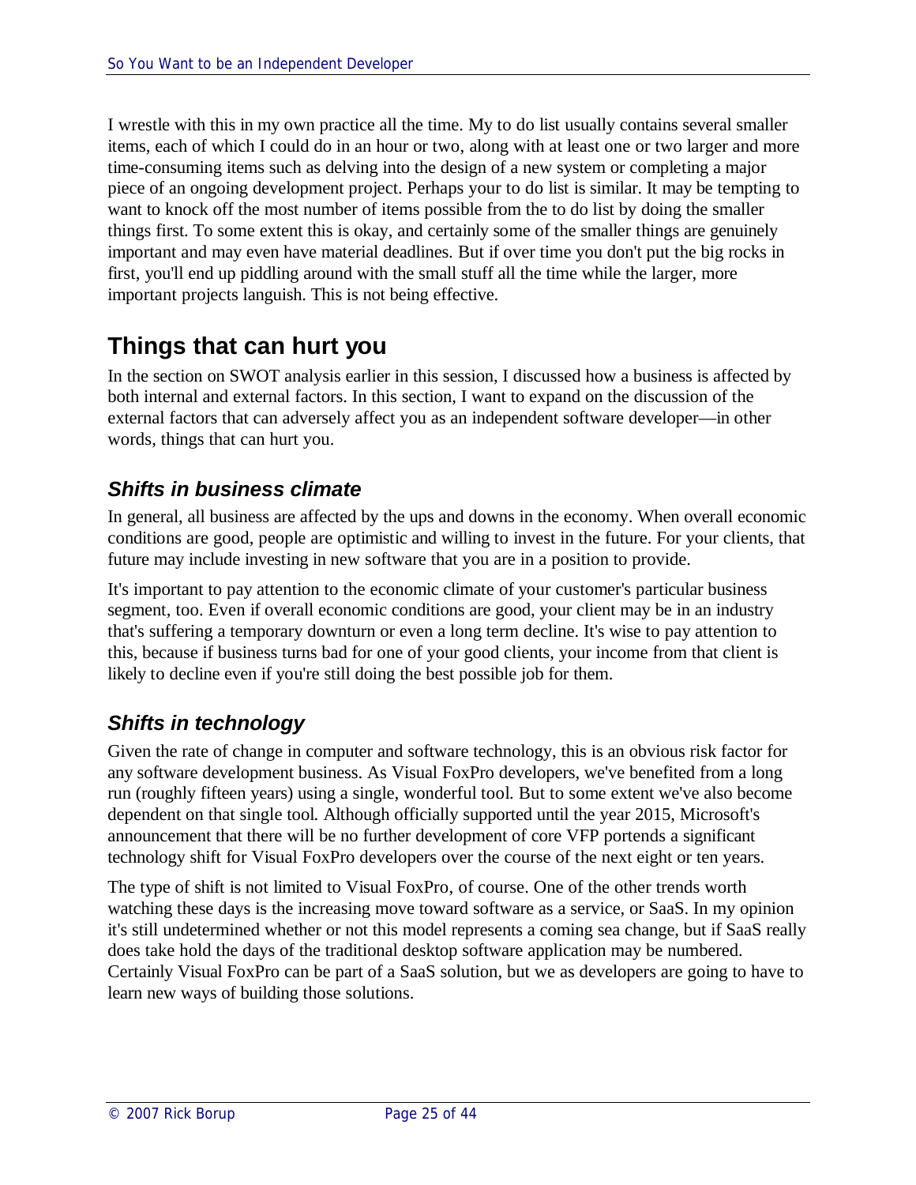I wrestle with this in my own practice all the time. My to do list usually contains several smaller items, each of which I could do in an hour or two, along with at least one or two larger and more time-consuming items such as delving into the design of a new system or completing a major piece of an ongoing development project. Perhaps your to do list is similar. It may be tempting to want to knock off the most number of items possible from the to do list by doing the smaller things first. To some extent this is okay, and certainly some of the smaller things are genuinely important and may even have material deadlines. But if over time you don't put the big rocks in first, you'll end up piddling around with the small stuff all the time while the larger, more important projects languish. This is not being effective.

## Things that can hurt you

In the section on SWOT analysis earlier in this session, I discussed how a business is affected by both internal and external factors. In this section, I want to expand on the discussion of the external factors that can adversely affect you as an independent software developer—in other words, things that can hurt you.

### *Shifts in business climate*

In general, all business are affected by the ups and downs in the economy. When overall economic conditions are good, people are optimistic and willing to invest in the future. For your clients, that future may include investing in new software that you are in a position to provide.

It's important to pay attention to the economic climate of your customer's particular business segment, too. Even if overall economic conditions are good, your client may be in an industry that's suffering a temporary downturn or even a long term decline. It's wise to pay attention to this, because if business turns bad for one of your good clients, your income from that client is likely to decline even if you're still doing the best possible job for them.

### *Shifts in technology*

Given the rate of change in computer and software technology, this is an obvious risk factor for any software development business. As Visual FoxPro developers, we've benefited from a long run (roughly fifteen years) using a single, wonderful tool. But to some extent we've also become dependent on that single tool. Although officially supported until the year 2015, Microsoft's announcement that there will be no further development of core VFP portends a significant technology shift for Visual FoxPro developers over the course of the next eight or ten years.

The type of shift is not limited to Visual FoxPro, of course. One of the other trends worth watching these days is the increasing move toward software as a service, or SaaS. In my opinion it's still undetermined whether or not this model represents a coming sea change, but if SaaS really does take hold the days of the traditional desktop software application may be numbered. Certainly Visual FoxPro can be part of a SaaS solution, but we as developers are going to have to learn new ways of building those solutions.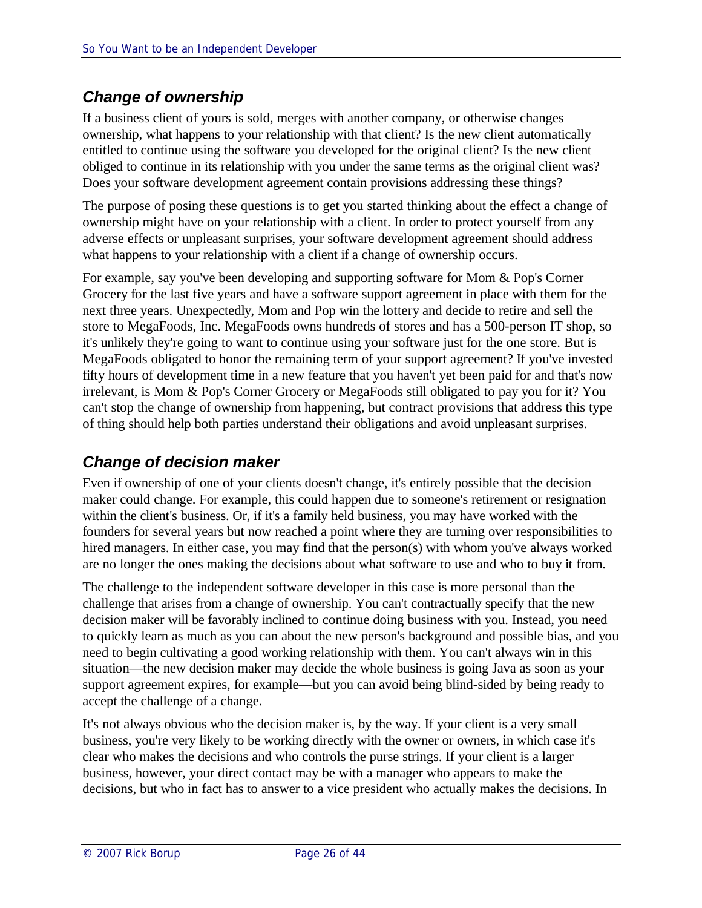## *Change of ownership*

If a business client of yours is sold, merges with another company, or otherwise changes ownership, what happens to your relationship with that client? Is the new client automatically entitled to continue using the software you developed for the original client? Is the new client obliged to continue in its relationship with you under the same terms as the original client was? Does your software development agreement contain provisions addressing these things?

The purpose of posing these questions is to get you started thinking about the effect a change of ownership might have on your relationship with a client. In order to protect yourself from any adverse effects or unpleasant surprises, your software development agreement should address what happens to your relationship with a client if a change of ownership occurs.

For example, say you've been developing and supporting software for Mom & Pop's Corner Grocery for the last five years and have a software support agreement in place with them for the next three years. Unexpectedly, Mom and Pop win the lottery and decide to retire and sell the store to MegaFoods, Inc. MegaFoods owns hundreds of stores and has a 500-person IT shop, so it's unlikely they're going to want to continue using your software just for the one store. But is MegaFoods obligated to honor the remaining term of your support agreement? If you've invested fifty hours of development time in a new feature that you haven't yet been paid for and that's now irrelevant, is Mom & Pop's Corner Grocery or MegaFoods still obligated to pay you for it? You can't stop the change of ownership from happening, but contract provisions that address this type of thing should help both parties understand their obligations and avoid unpleasant surprises.

## *Change of decision maker*

Even if ownership of one of your clients doesn't change, it's entirely possible that the decision maker could change. For example, this could happen due to someone's retirement or resignation within the client's business. Or, if it's a family held business, you may have worked with the founders for several years but now reached a point where they are turning over responsibilities to hired managers. In either case, you may find that the person(s) with whom you've always worked are no longer the ones making the decisions about what software to use and who to buy it from.

The challenge to the independent software developer in this case is more personal than the challenge that arises from a change of ownership. You can't contractually specify that the new decision maker will be favorably inclined to continue doing business with you. Instead, you need to quickly learn as much as you can about the new person's background and possible bias, and you need to begin cultivating a good working relationship with them. You can't always win in this situation—the new decision maker may decide the whole business is going Java as soon as your support agreement expires, for example—but you can avoid being blind-sided by being ready to accept the challenge of a change.

It's not always obvious who the decision maker is, by the way. If your client is a very small business, you're very likely to be working directly with the owner or owners, in which case it's clear who makes the decisions and who controls the purse strings. If your client is a larger business, however, your direct contact may be with a manager who appears to make the decisions, but who in fact has to answer to a vice president who actually makes the decisions. In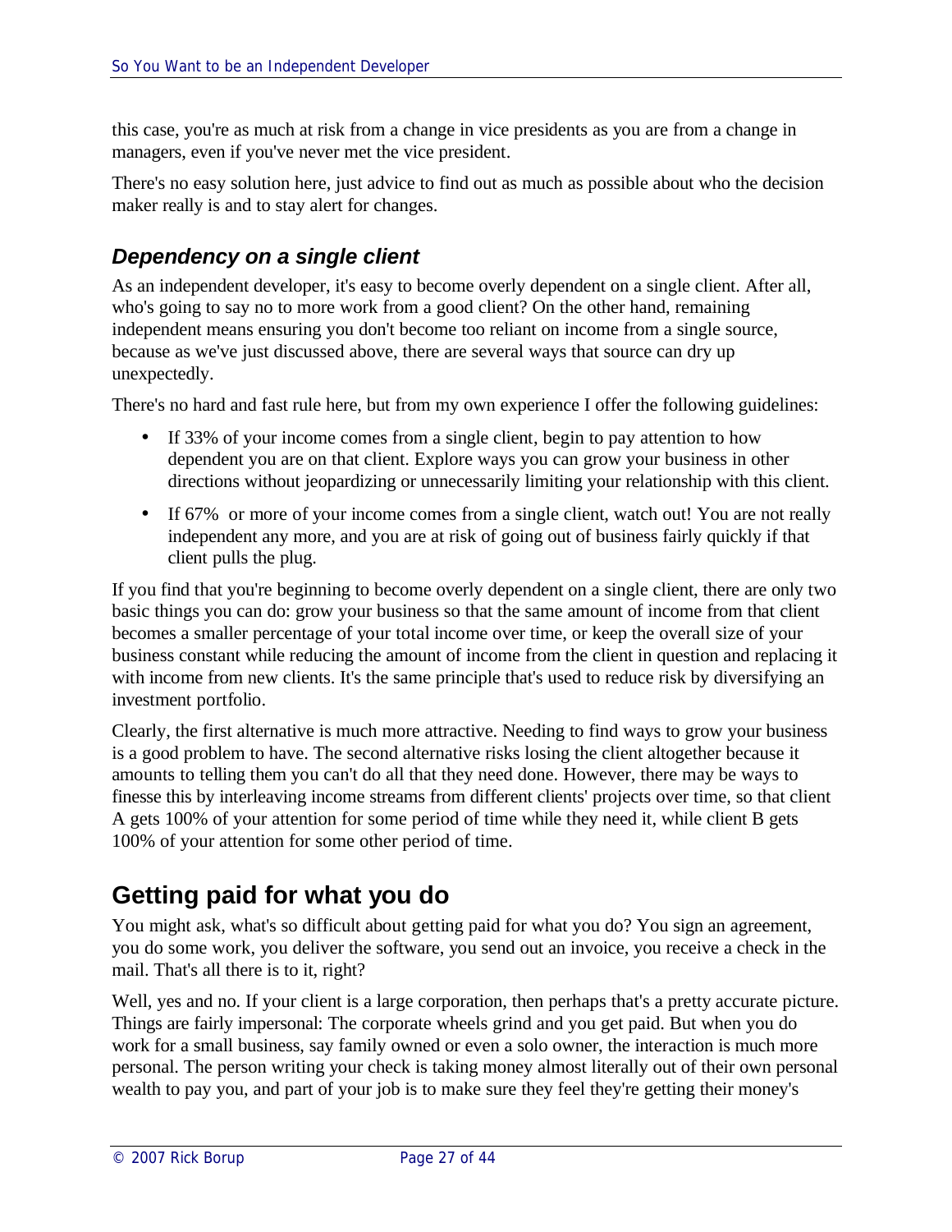this case, you're as much at risk from a change in vice presidents as you are from a change in managers, even if you've never met the vice president.

There's no easy solution here, just advice to find out as much as possible about who the decision maker really is and to stay alert for changes.

### *Dependency on a single client*

As an independent developer, it's easy to become overly dependent on a single client. After all, who's going to say no to more work from a good client? On the other hand, remaining independent means ensuring you don't become too reliant on income from a single source, because as we've just discussed above, there are several ways that source can dry up unexpectedly.

There's no hard and fast rule here, but from my own experience I offer the following guidelines:

- If 33% of your income comes from a single client, begin to pay attention to how dependent you are on that client. Explore ways you can grow your business in other directions without jeopardizing or unnecessarily limiting your relationship with this client.
- If 67% or more of your income comes from a single client, watch out! You are not really independent any more, and you are at risk of going out of business fairly quickly if that client pulls the plug.

If you find that you're beginning to become overly dependent on a single client, there are only two basic things you can do: grow your business so that the same amount of income from that client becomes a smaller percentage of your total income over time, or keep the overall size of your business constant while reducing the amount of income from the client in question and replacing it with income from new clients. It's the same principle that's used to reduce risk by diversifying an investment portfolio.

Clearly, the first alternative is much more attractive. Needing to find ways to grow your business is a good problem to have. The second alternative risks losing the client altogether because it amounts to telling them you can't do all that they need done. However, there may be ways to finesse this by interleaving income streams from different clients' projects over time, so that client A gets 100% of your attention for some period of time while they need it, while client B gets 100% of your attention for some other period of time.

## Getting paid for what you do

You might ask, what's so difficult about getting paid for what you do? You sign an agreement, you do some work, you deliver the software, you send out an invoice, you receive a check in the mail. That's all there is to it, right?

Well, yes and no. If your client is a large corporation, then perhaps that's a pretty accurate picture. Things are fairly impersonal: The corporate wheels grind and you get paid. But when you do work for a small business, say family owned or even a solo owner, the interaction is much more personal. The person writing your check is taking money almost literally out of their own personal wealth to pay you, and part of your job is to make sure they feel they're getting their money's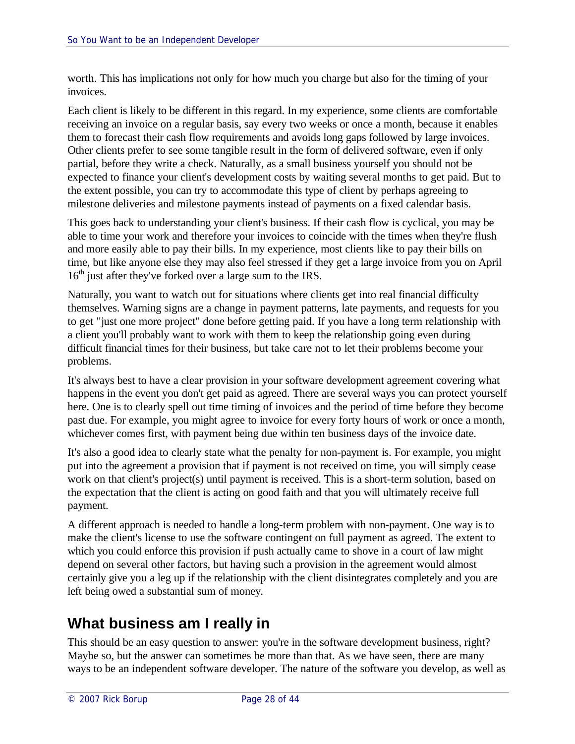worth. This has implications not only for how much you charge but also for the timing of your invoices.

Each client is likely to be different in this regard. In my experience, some clients are comfortable receiving an invoice on a regular basis, say every two weeks or once a month, because it enables them to forecast their cash flow requirements and avoids long gaps followed by large invoices. Other clients prefer to see some tangible result in the form of delivered software, even if only partial, before they write a check. Naturally, as a small business yourself you should not be expected to finance your client's development costs by waiting several months to get paid. But to the extent possible, you can try to accommodate this type of client by perhaps agreeing to milestone deliveries and milestone payments instead of payments on a fixed calendar basis.

This goes back to understanding your client's business. If their cash flow is cyclical, you may be able to time your work and therefore your invoices to coincide with the times when they're flush and more easily able to pay their bills. In my experience, most clients like to pay their bills on time, but like anyone else they may also feel stressed if they get a large invoice from you on April 16th just after they've forked over a large sum to the IRS.

Naturally, you want to watch out for situations where clients get into real financial difficulty themselves. Warning signs are a change in payment patterns, late payments, and requests for you to get "just one more project" done before getting paid. If you have a long term relationship with a client you'll probably want to work with them to keep the relationship going even during difficult financial times for their business, but take care not to let their problems become your problems.

It's always best to have a clear provision in your software development agreement covering what happens in the event you don't get paid as agreed. There are several ways you can protect yourself here. One is to clearly spell out time timing of invoices and the period of time before they become past due. For example, you might agree to invoice for every forty hours of work or once a month, whichever comes first, with payment being due within ten business days of the invoice date.

It's also a good idea to clearly state what the penalty for non-payment is. For example, you might put into the agreement a provision that if payment is not received on time, you will simply cease work on that client's project(s) until payment is received. This is a short-term solution, based on the expectation that the client is acting on good faith and that you will ultimately receive full payment.

A different approach is needed to handle a long-term problem with non-payment. One way is to make the client's license to use the software contingent on full payment as agreed. The extent to which you could enforce this provision if push actually came to shove in a court of law might depend on several other factors, but having such a provision in the agreement would almost certainly give you a leg up if the relationship with the client disintegrates completely and you are left being owed a substantial sum of money.

## What business am I really in

This should be an easy question to answer: you're in the software development business, right? Maybe so, but the answer can sometimes be more than that. As we have seen, there are many ways to be an independent software developer. The nature of the software you develop, as well as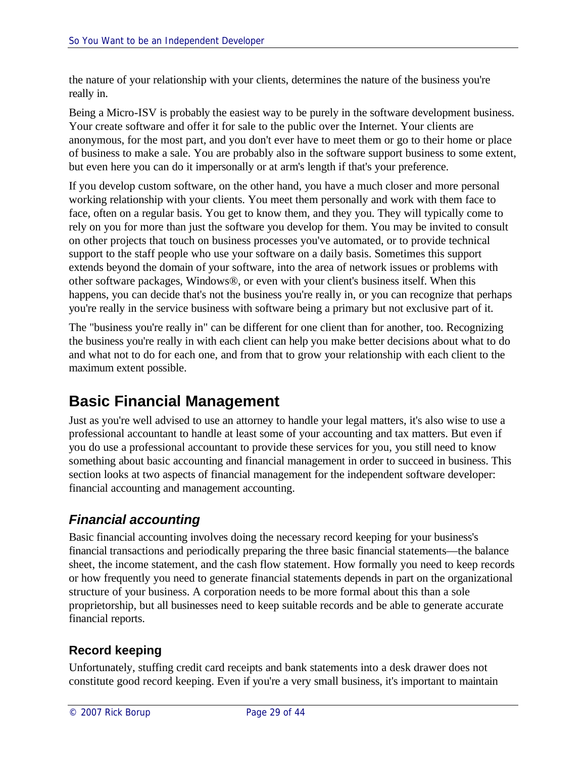the nature of your relationship with your clients, determines the nature of the business you're really in.

Being a Micro-ISV is probably the easiest way to be purely in the software development business. Your create software and offer it for sale to the public over the Internet. Your clients are anonymous, for the most part, and you don't ever have to meet them or go to their home or place of business to make a sale. You are probably also in the software support business to some extent, but even here you can do it impersonally or at arm's length if that's your preference.

If you develop custom software, on the other hand, you have a much closer and more personal working relationship with your clients. You meet them personally and work with them face to face, often on a regular basis. You get to know them, and they you. They will typically come to rely on you for more than just the software you develop for them. You may be invited to consult on other projects that touch on business processes you've automated, or to provide technical support to the staff people who use your software on a daily basis. Sometimes this support extends beyond the domain of your software, into the area of network issues or problems with other software packages, Windows®, or even with your client's business itself. When this happens, you can decide that's not the business you're really in, or you can recognize that perhaps you're really in the service business with software being a primary but not exclusive part of it.

The "business you're really in" can be different for one client than for another, too. Recognizing the business you're really in with each client can help you make better decisions about what to do and what not to do for each one, and from that to grow your relationship with each client to the maximum extent possible.

## Basic Financial Management

Just as you're well advised to use an attorney to handle your legal matters, it's also wise to use a professional accountant to handle at least some of your accounting and tax matters. But even if you do use a professional accountant to provide these services for you, you still need to know something about basic accounting and financial management in order to succeed in business. This section looks at two aspects of financial management for the independent software developer: financial accounting and management accounting.

### *Financial accounting*

Basic financial accounting involves doing the necessary record keeping for your business's financial transactions and periodically preparing the three basic financial statements—the balance sheet, the income statement, and the cash flow statement. How formally you need to keep records or how frequently you need to generate financial statements depends in part on the organizational structure of your business. A corporation needs to be more formal about this than a sole proprietorship, but all businesses need to keep suitable records and be able to generate accurate financial reports.

#### Record keeping

Unfortunately, stuffing credit card receipts and bank statements into a desk drawer does not constitute good record keeping. Even if you're a very small business, it's important to maintain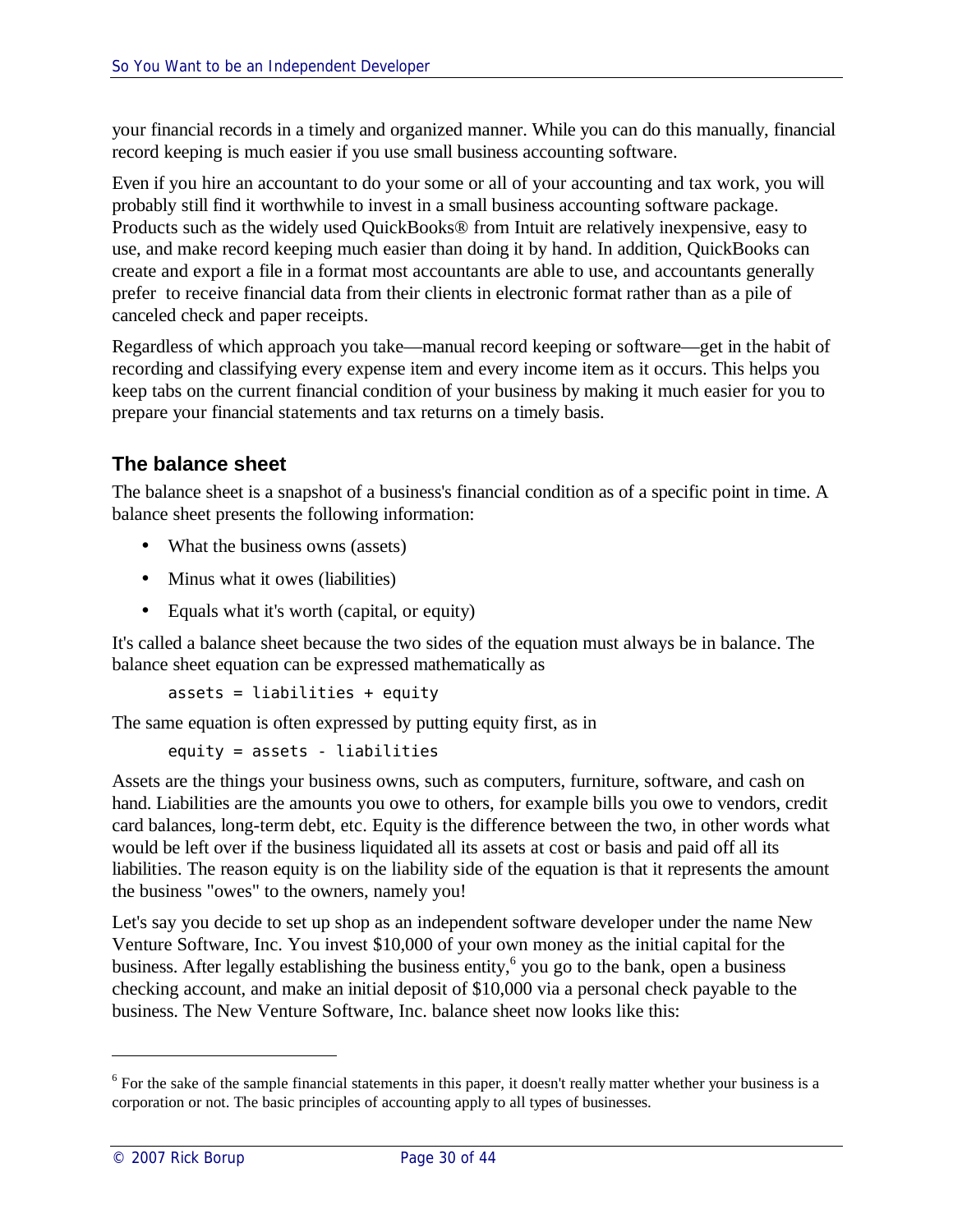your financial records in a timely and organized manner. While you can do this manually, financial record keeping is much easier if you use small business accounting software.

Even if you hire an accountant to do your some or all of your accounting and tax work, you will probably still find it worthwhile to invest in a small business accounting software package. Products such as the widely used QuickBooks® from Intuit are relatively inexpensive, easy to use, and make record keeping much easier than doing it by hand. In addition, QuickBooks can create and export a file in a format most accountants are able to use, and accountants generally prefer to receive financial data from their clients in electronic format rather than as a pile of canceled check and paper receipts.

Regardless of which approach you take—manual record keeping or software—get in the habit of recording and classifying every expense item and every income item as it occurs. This helps you keep tabs on the current financial condition of your business by making it much easier for you to prepare your financial statements and tax returns on a timely basis.

### The balance sheet

The balance sheet is a snapshot of a business's financial condition as of a specific point in time. A balance sheet presents the following information:

- What the business owns (assets)
- Minus what it owes (liabilities)
- Equals what it's worth (capital, or equity)

It's called a balance sheet because the two sides of the equation must always be in balance. The balance sheet equation can be expressed mathematically as

```
assets = liabilities + equity
```

The same equation is often expressed by putting equity first, as in

```
equity = assets - liabilities
```

Assets are the things your business owns, such as computers, furniture, software, and cash on hand. Liabilities are the amounts you owe to others, for example bills you owe to vendors, credit card balances, long-term debt, etc. Equity is the difference between the two, in other words what would be left over if the business liquidated all its assets at cost or basis and paid off all its liabilities. The reason equity is on the liability side of the equation is that it represents the amount the business "owes" to the owners, namely you!

Let's say you decide to set up shop as an independent software developer under the name New Venture Software, Inc. You invest $10,000 of your own money as the initial capital for the business. After legally establishing the business entity,[6] you go to the bank, open a business checking account, and make an initial deposit of $10,000 via a personal check payable to the business. The New Venture Software, Inc. balance sheet now looks like this:

[6] For the sake of the sample financial statements in this paper, it doesn't really matter whether your business is a corporation or not. The basic principles of accounting apply to all types of businesses.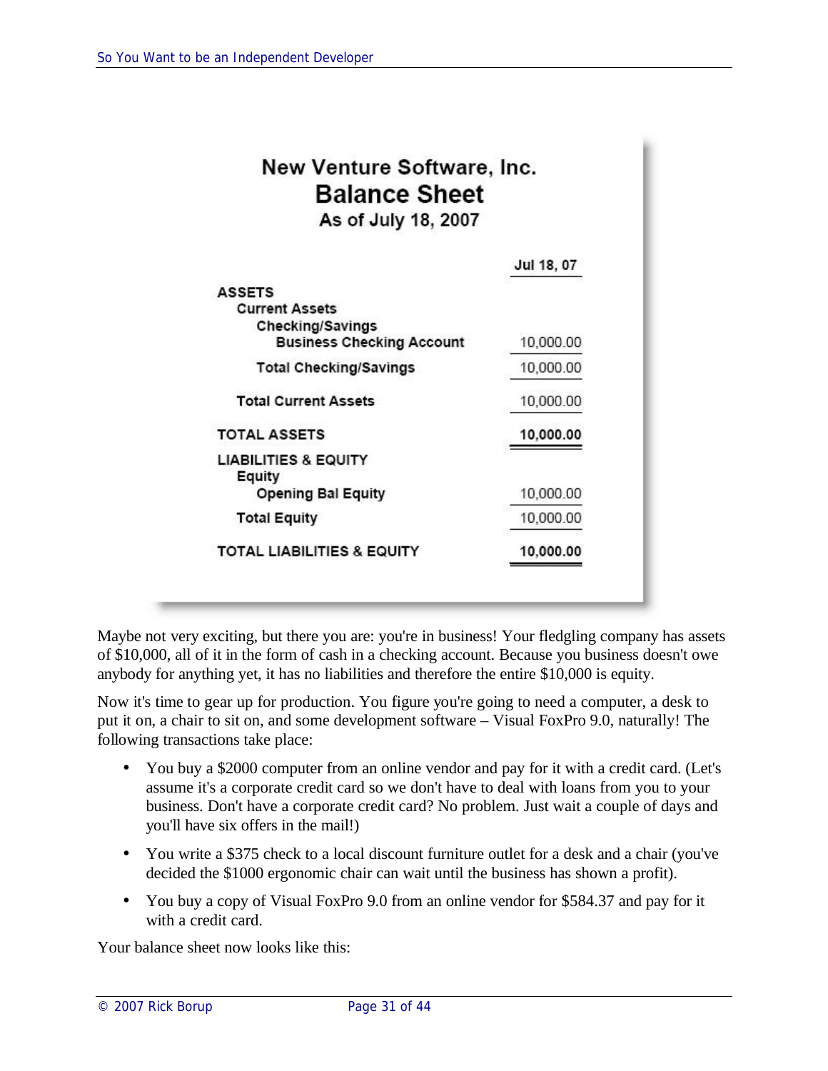**New Venture Software, Inc.**
**Balance Sheet**
**As of July 18, 2007**

| | Jul 18, 07 |
|---|---|
| **ASSETS** | |
| Current Assets | |
| Checking/Savings | |
| Business Checking Account | 10,000.00 |
| Total Checking/Savings | 10,000.00 |
| Total Current Assets | 10,000.00 |
| **TOTAL ASSETS** | **10,000.00** |
| **LIABILITIES & EQUITY** | |
| Equity | |
| Opening Bal Equity | 10,000.00 |
| Total Equity | 10,000.00 |
| **TOTAL LIABILITIES & EQUITY** | **10,000.00** |

Maybe not very exciting, but there you are: you're in business! Your fledgling company has assets of $10,000, all of it in the form of cash in a checking account. Because you business doesn't owe anybody for anything yet, it has no liabilities and therefore the entire $10,000 is equity.

Now it's time to gear up for production. You figure you're going to need a computer, a desk to put it on, a chair to sit on, and some development software – Visual FoxPro 9.0, naturally! The following transactions take place:

- You buy a $2000 computer from an online vendor and pay for it with a credit card. (Let's assume it's a corporate credit card so we don't have to deal with loans from you to your business. Don't have a corporate credit card? No problem. Just wait a couple of days and you'll have six offers in the mail!)
- You write a $375 check to a local discount furniture outlet for a desk and a chair (you've decided the $1000 ergonomic chair can wait until the business has shown a profit).
- You buy a copy of Visual FoxPro 9.0 from an online vendor for $584.37 and pay for it with a credit card.

Your balance sheet now looks like this: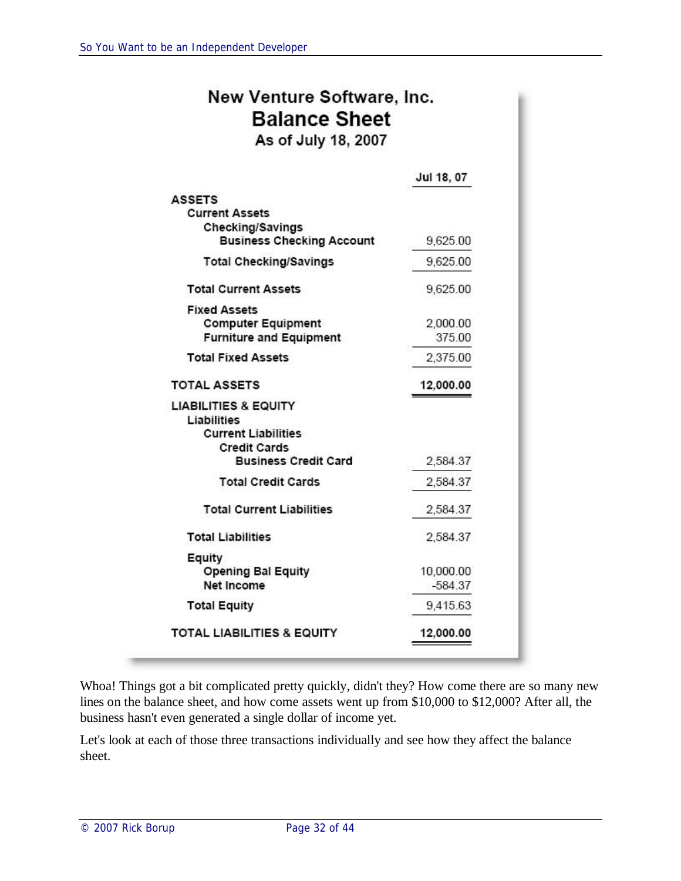**New Venture Software, Inc.**
**Balance Sheet**
**As of July 18, 2007**

| | Jul 18, 07 |
|---|---|
| **ASSETS** | |
| **Current Assets** | |
| **Checking/Savings** | |
| **Business Checking Account** | 9,625.00 |
| **Total Checking/Savings** | 9,625.00 |
| **Total Current Assets** | 9,625.00 |
| **Fixed Assets** | |
| **Computer Equipment** | 2,000.00 |
| **Furniture and Equipment** | 375.00 |
| **Total Fixed Assets** | 2,375.00 |
| **TOTAL ASSETS** | **12,000.00** |
| **LIABILITIES & EQUITY** | |
| **Liabilities** | |
| **Current Liabilities** | |
| **Credit Cards** | |
| **Business Credit Card** | 2,584.37 |
| **Total Credit Cards** | 2,584.37 |
| **Total Current Liabilities** | 2,584.37 |
| **Total Liabilities** | 2,584.37 |
| **Equity** | |
| **Opening Bal Equity** | 10,000.00 |
| **Net Income** | -584.37 |
| **Total Equity** | 9,415.63 |
| **TOTAL LIABILITIES & EQUITY** | **12,000.00** |

Whoa! Things got a bit complicated pretty quickly, didn't they? How come there are so many new lines on the balance sheet, and how come assets went up from $10,000 to $12,000? After all, the business hasn't even generated a single dollar of income yet.

Let's look at each of those three transactions individually and see how they affect the balance sheet.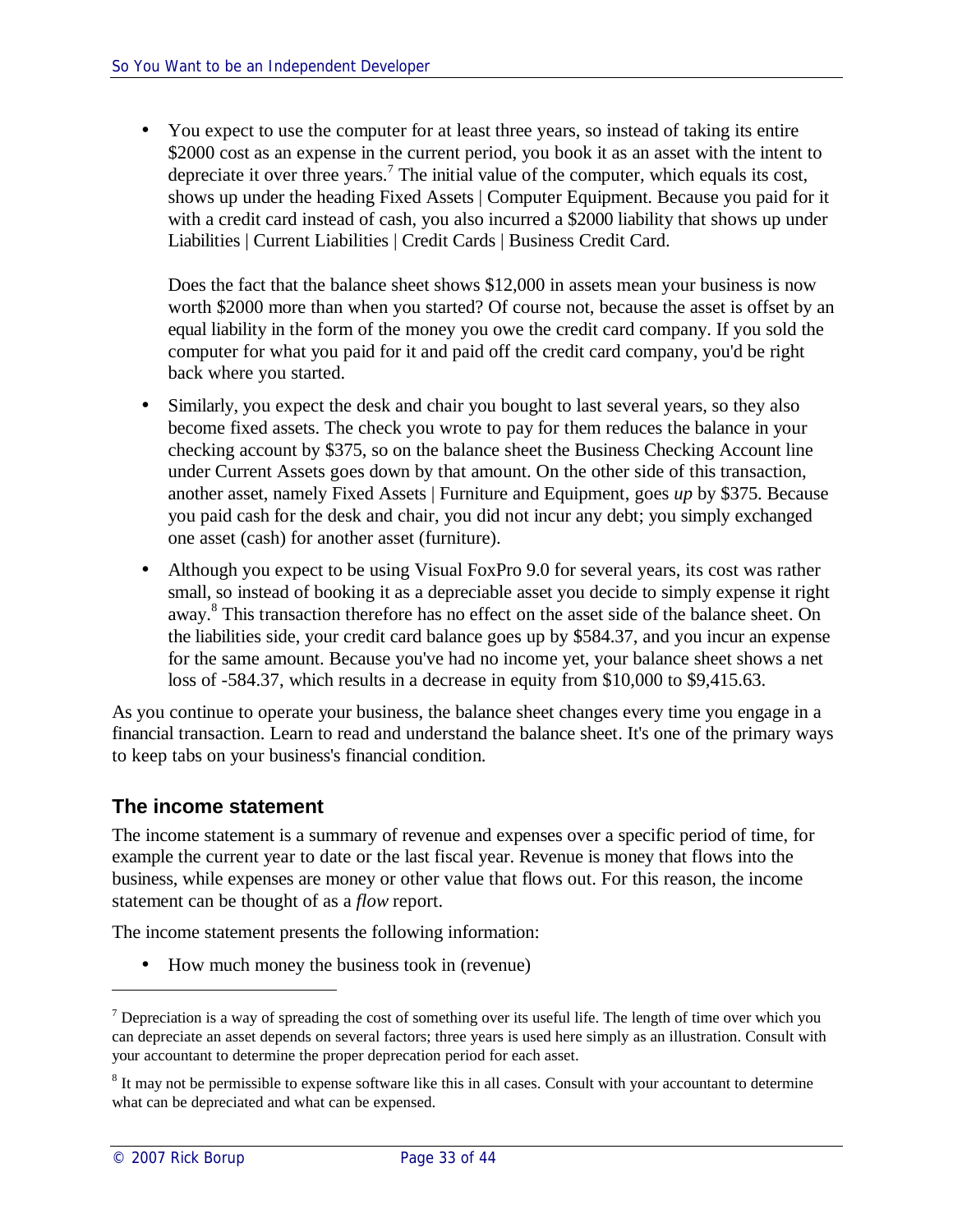- You expect to use the computer for at least three years, so instead of taking its entire $2000 cost as an expense in the current period, you book it as an asset with the intent to depreciate it over three years.[7] The initial value of the computer, which equals its cost, shows up under the heading Fixed Assets | Computer Equipment. Because you paid for it with a credit card instead of cash, you also incurred a $2000 liability that shows up under Liabilities | Current Liabilities | Credit Cards | Business Credit Card.

  Does the fact that the balance sheet shows $12,000 in assets mean your business is now worth $2000 more than when you started? Of course not, because the asset is offset by an equal liability in the form of the money you owe the credit card company. If you sold the computer for what you paid for it and paid off the credit card company, you'd be right back where you started.

- Similarly, you expect the desk and chair you bought to last several years, so they also become fixed assets. The check you wrote to pay for them reduces the balance in your checking account by $375, so on the balance sheet the Business Checking Account line under Current Assets goes down by that amount. On the other side of this transaction, another asset, namely Fixed Assets | Furniture and Equipment, goes *up* by $375. Because you paid cash for the desk and chair, you did not incur any debt; you simply exchanged one asset (cash) for another asset (furniture).

- Although you expect to be using Visual FoxPro 9.0 for several years, its cost was rather small, so instead of booking it as a depreciable asset you decide to simply expense it right away.[8] This transaction therefore has no effect on the asset side of the balance sheet. On the liabilities side, your credit card balance goes up by $584.37, and you incur an expense for the same amount. Because you've had no income yet, your balance sheet shows a net loss of -584.37, which results in a decrease in equity from $10,000 to $9,415.63.

As you continue to operate your business, the balance sheet changes every time you engage in a financial transaction. Learn to read and understand the balance sheet. It's one of the primary ways to keep tabs on your business's financial condition.

## The income statement

The income statement is a summary of revenue and expenses over a specific period of time, for example the current year to date or the last fiscal year. Revenue is money that flows into the business, while expenses are money or other value that flows out. For this reason, the income statement can be thought of as a *flow* report.

The income statement presents the following information:

- How much money the business took in (revenue)

---

[7] Depreciation is a way of spreading the cost of something over its useful life. The length of time over which you can depreciate an asset depends on several factors; three years is used here simply as an illustration. Consult with your accountant to determine the proper deprecation period for each asset.

[8] It may not be permissible to expense software like this in all cases. Consult with your accountant to determine what can be depreciated and what can be expensed.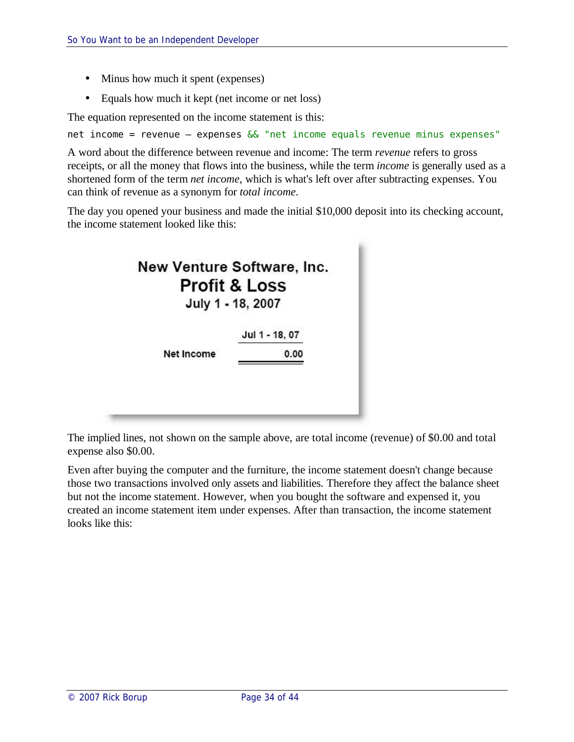- Minus how much it spent (expenses)
- Equals how much it kept (net income or net loss)

The equation represented on the income statement is this:

```
net income = revenue – expenses && "net income equals revenue minus expenses"
```

A word about the difference between revenue and income: The term *revenue* refers to gross receipts, or all the money that flows into the business, while the term *income* is generally used as a shortened form of the term *net income*, which is what's left over after subtracting expenses. You can think of revenue as a synonym for *total income*.

The day you opened your business and made the initial $10,000 deposit into its checking account, the income statement looked like this:

**New Venture Software, Inc.**
**Profit & Loss**
**July 1 - 18, 2007**

| | Jul 1 - 18, 07 |
|---|---|
| Net Income | 0.00 |

The implied lines, not shown on the sample above, are total income (revenue) of $0.00 and total expense also $0.00.

Even after buying the computer and the furniture, the income statement doesn't change because those two transactions involved only assets and liabilities. Therefore they affect the balance sheet but not the income statement. However, when you bought the software and expensed it, you created an income statement item under expenses. After than transaction, the income statement looks like this: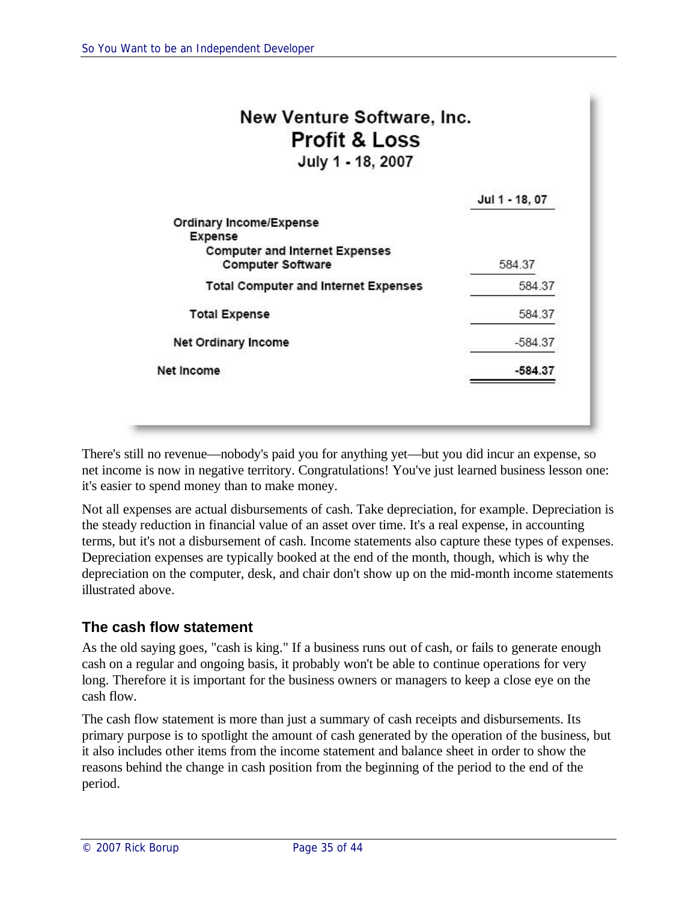**New Venture Software, Inc.**
**Profit & Loss**
**July 1 - 18, 2007**

| | Jul 1 - 18, 07 |
|---|---|
| **Ordinary Income/Expense** | |
| **Expense** | |
| **Computer and Internet Expenses** | |
| **Computer Software** | 584.37 |
| **Total Computer and Internet Expenses** | 584.37 |
| **Total Expense** | 584.37 |
| **Net Ordinary Income** | -584.37 |
| **Net Income** | **-584.37** |

There's still no revenue—nobody's paid you for anything yet—but you did incur an expense, so net income is now in negative territory. Congratulations! You've just learned business lesson one: it's easier to spend money than to make money.

Not all expenses are actual disbursements of cash. Take depreciation, for example. Depreciation is the steady reduction in financial value of an asset over time. It's a real expense, in accounting terms, but it's not a disbursement of cash. Income statements also capture these types of expenses. Depreciation expenses are typically booked at the end of the month, though, which is why the depreciation on the computer, desk, and chair don't show up on the mid-month income statements illustrated above.

### The cash flow statement

As the old saying goes, "cash is king." If a business runs out of cash, or fails to generate enough cash on a regular and ongoing basis, it probably won't be able to continue operations for very long. Therefore it is important for the business owners or managers to keep a close eye on the cash flow.

The cash flow statement is more than just a summary of cash receipts and disbursements. Its primary purpose is to spotlight the amount of cash generated by the operation of the business, but it also includes other items from the income statement and balance sheet in order to show the reasons behind the change in cash position from the beginning of the period to the end of the period.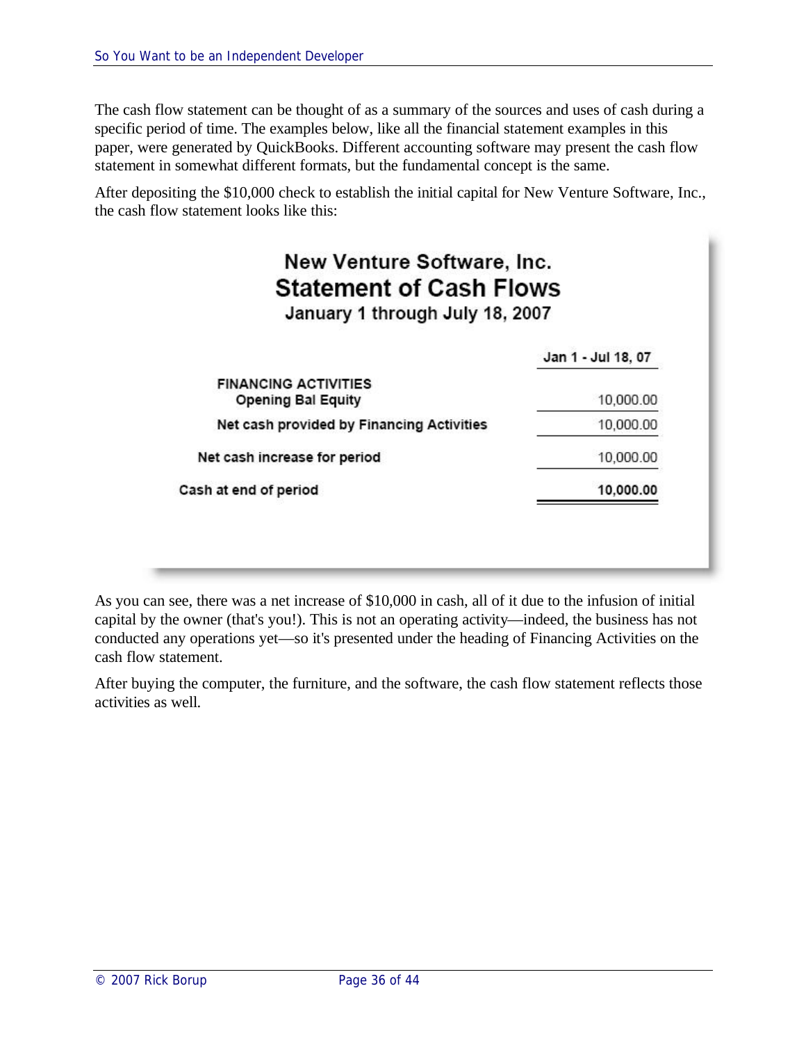The cash flow statement can be thought of as a summary of the sources and uses of cash during a specific period of time. The examples below, like all the financial statement examples in this paper, were generated by QuickBooks. Different accounting software may present the cash flow statement in somewhat different formats, but the fundamental concept is the same.

After depositing the $10,000 check to establish the initial capital for New Venture Software, Inc., the cash flow statement looks like this:

**New Venture Software, Inc.**
**Statement of Cash Flows**
**January 1 through July 18, 2007**

| | Jan 1 - Jul 18, 07 |
|---|---|
| FINANCING ACTIVITIES | |
| Opening Bal Equity | 10,000.00 |
| Net cash provided by Financing Activities | 10,000.00 |
| Net cash increase for period | 10,000.00 |
| Cash at end of period | **10,000.00** |

As you can see, there was a net increase of $10,000 in cash, all of it due to the infusion of initial capital by the owner (that's you!). This is not an operating activity—indeed, the business has not conducted any operations yet—so it's presented under the heading of Financing Activities on the cash flow statement.

After buying the computer, the furniture, and the software, the cash flow statement reflects those activities as well.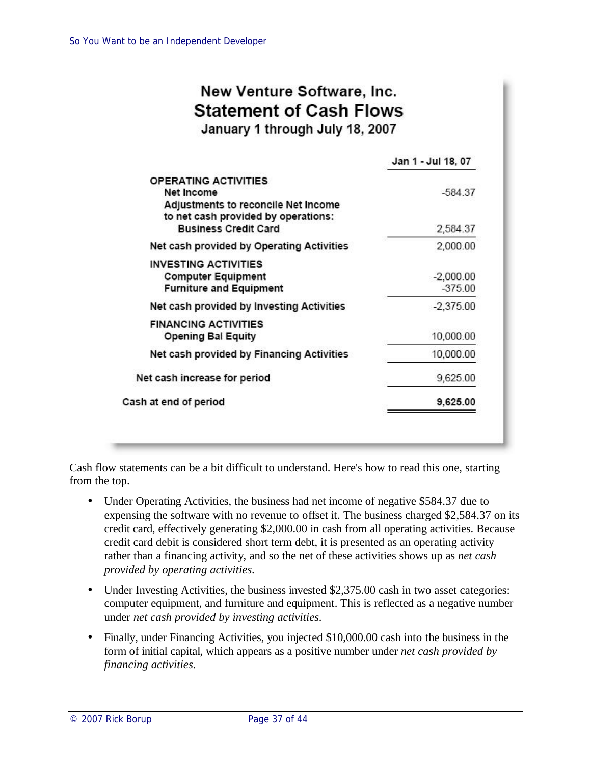**New Venture Software, Inc.**
**Statement of Cash Flows**
**January 1 through July 18, 2007**

| | Jan 1 - Jul 18, 07 |
|---|---|
| **OPERATING ACTIVITIES** | |
| Net Income | -584.37 |
| Adjustments to reconcile Net Income to net cash provided by operations: | |
| Business Credit Card | 2,584.37 |
| **Net cash provided by Operating Activities** | 2,000.00 |
| **INVESTING ACTIVITIES** | |
| Computer Equipment | -2,000.00 |
| Furniture and Equipment | -375.00 |
| **Net cash provided by Investing Activities** | -2,375.00 |
| **FINANCING ACTIVITIES** | |
| Opening Bal Equity | 10,000.00 |
| **Net cash provided by Financing Activities** | 10,000.00 |
| **Net cash increase for period** | 9,625.00 |
| **Cash at end of period** | **9,625.00** |

Cash flow statements can be a bit difficult to understand. Here's how to read this one, starting from the top.

- Under Operating Activities, the business had net income of negative $584.37 due to expensing the software with no revenue to offset it. The business charged $2,584.37 on its credit card, effectively generating $2,000.00 in cash from all operating activities. Because credit card debit is considered short term debt, it is presented as an operating activity rather than a financing activity, and so the net of these activities shows up as *net cash provided by operating activities.*
- Under Investing Activities, the business invested $2,375.00 cash in two asset categories: computer equipment, and furniture and equipment. This is reflected as a negative number under *net cash provided by investing activities.*
- Finally, under Financing Activities, you injected $10,000.00 cash into the business in the form of initial capital, which appears as a positive number under *net cash provided by financing activities.*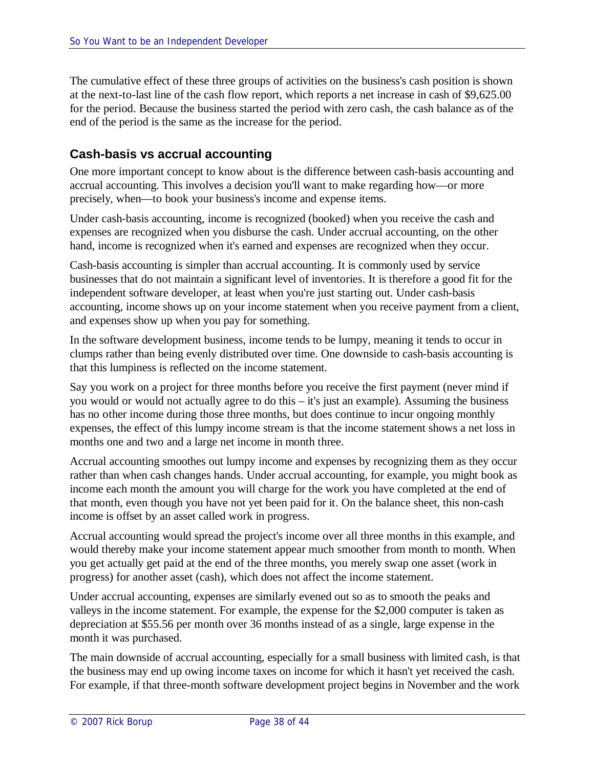The cumulative effect of these three groups of activities on the business's cash position is shown at the next-to-last line of the cash flow report, which reports a net increase in cash of $9,625.00 for the period. Because the business started the period with zero cash, the cash balance as of the end of the period is the same as the increase for the period.

### Cash-basis vs accrual accounting

One more important concept to know about is the difference between cash-basis accounting and accrual accounting. This involves a decision you'll want to make regarding how—or more precisely, when—to book your business's income and expense items.

Under cash-basis accounting, income is recognized (booked) when you receive the cash and expenses are recognized when you disburse the cash. Under accrual accounting, on the other hand, income is recognized when it's earned and expenses are recognized when they occur.

Cash-basis accounting is simpler than accrual accounting. It is commonly used by service businesses that do not maintain a significant level of inventories. It is therefore a good fit for the independent software developer, at least when you're just starting out. Under cash-basis accounting, income shows up on your income statement when you receive payment from a client, and expenses show up when you pay for something.

In the software development business, income tends to be lumpy, meaning it tends to occur in clumps rather than being evenly distributed over time. One downside to cash-basis accounting is that this lumpiness is reflected on the income statement.

Say you work on a project for three months before you receive the first payment (never mind if you would or would not actually agree to do this – it's just an example). Assuming the business has no other income during those three months, but does continue to incur ongoing monthly expenses, the effect of this lumpy income stream is that the income statement shows a net loss in months one and two and a large net income in month three.

Accrual accounting smoothes out lumpy income and expenses by recognizing them as they occur rather than when cash changes hands. Under accrual accounting, for example, you might book as income each month the amount you will charge for the work you have completed at the end of that month, even though you have not yet been paid for it. On the balance sheet, this non-cash income is offset by an asset called work in progress.

Accrual accounting would spread the project's income over all three months in this example, and would thereby make your income statement appear much smoother from month to month. When you get actually get paid at the end of the three months, you merely swap one asset (work in progress) for another asset (cash), which does not affect the income statement.

Under accrual accounting, expenses are similarly evened out so as to smooth the peaks and valleys in the income statement. For example, the expense for the $2,000 computer is taken as depreciation at $55.56 per month over 36 months instead of as a single, large expense in the month it was purchased.

The main downside of accrual accounting, especially for a small business with limited cash, is that the business may end up owing income taxes on income for which it hasn't yet received the cash. For example, if that three-month software development project begins in November and the work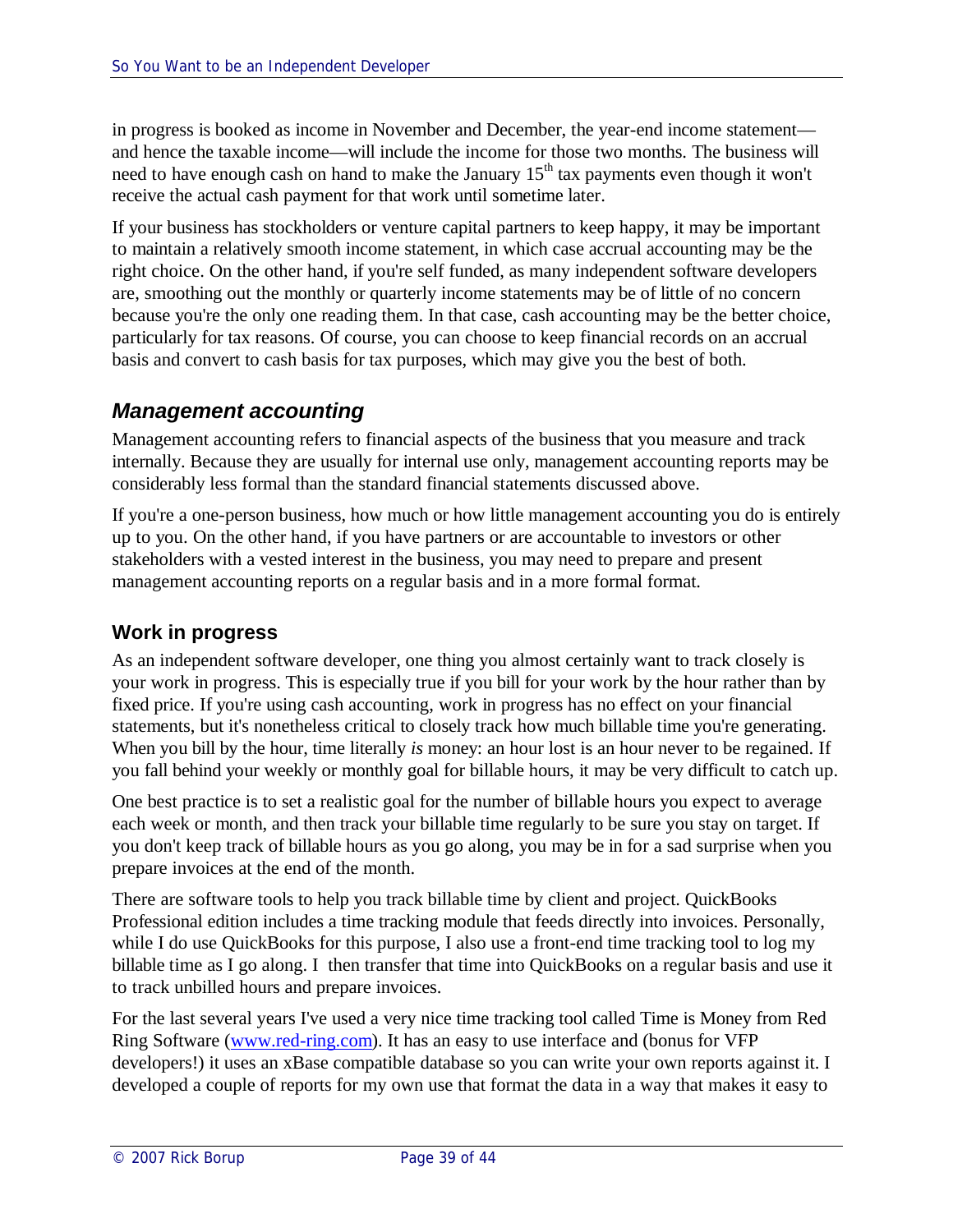in progress is booked as income in November and December, the year-end income statement—and hence the taxable income—will include the income for those two months. The business will need to have enough cash on hand to make the January 15th tax payments even though it won't receive the actual cash payment for that work until sometime later.

If your business has stockholders or venture capital partners to keep happy, it may be important to maintain a relatively smooth income statement, in which case accrual accounting may be the right choice. On the other hand, if you're self funded, as many independent software developers are, smoothing out the monthly or quarterly income statements may be of little of no concern because you're the only one reading them. In that case, cash accounting may be the better choice, particularly for tax reasons. Of course, you can choose to keep financial records on an accrual basis and convert to cash basis for tax purposes, which may give you the best of both.

## *Management accounting*

Management accounting refers to financial aspects of the business that you measure and track internally. Because they are usually for internal use only, management accounting reports may be considerably less formal than the standard financial statements discussed above.

If you're a one-person business, how much or how little management accounting you do is entirely up to you. On the other hand, if you have partners or are accountable to investors or other stakeholders with a vested interest in the business, you may need to prepare and present management accounting reports on a regular basis and in a more formal format.

### Work in progress

As an independent software developer, one thing you almost certainly want to track closely is your work in progress. This is especially true if you bill for your work by the hour rather than by fixed price. If you're using cash accounting, work in progress has no effect on your financial statements, but it's nonetheless critical to closely track how much billable time you're generating. When you bill by the hour, time literally *is* money: an hour lost is an hour never to be regained. If you fall behind your weekly or monthly goal for billable hours, it may be very difficult to catch up.

One best practice is to set a realistic goal for the number of billable hours you expect to average each week or month, and then track your billable time regularly to be sure you stay on target. If you don't keep track of billable hours as you go along, you may be in for a sad surprise when you prepare invoices at the end of the month.

There are software tools to help you track billable time by client and project. QuickBooks Professional edition includes a time tracking module that feeds directly into invoices. Personally, while I do use QuickBooks for this purpose, I also use a front-end time tracking tool to log my billable time as I go along. I then transfer that time into QuickBooks on a regular basis and use it to track unbilled hours and prepare invoices.

For the last several years I've used a very nice time tracking tool called Time is Money from Red Ring Software (www.red-ring.com). It has an easy to use interface and (bonus for VFP developers!) it uses an xBase compatible database so you can write your own reports against it. I developed a couple of reports for my own use that format the data in a way that makes it easy to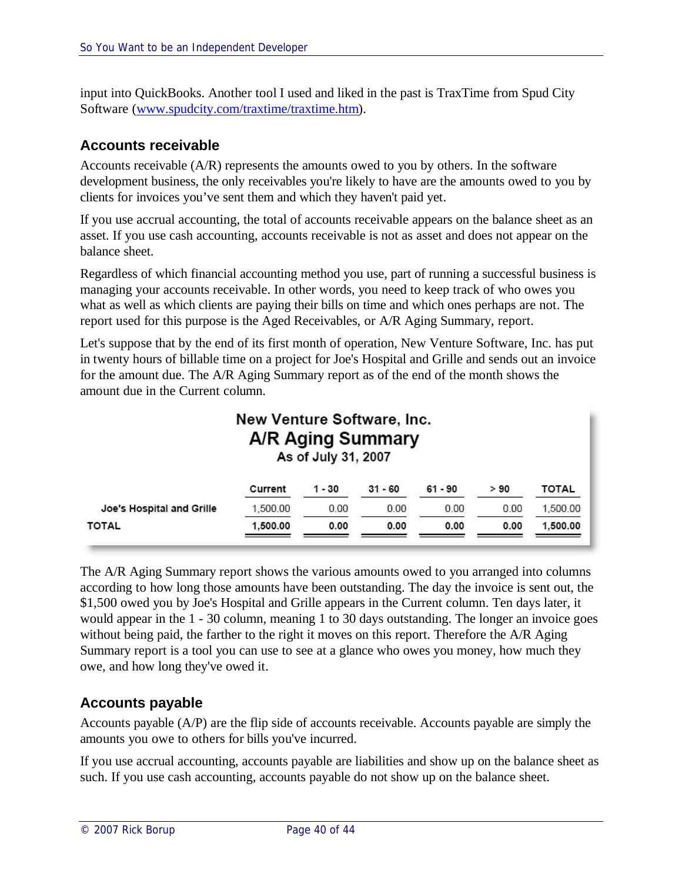input into QuickBooks. Another tool I used and liked in the past is TraxTime from Spud City Software (www.spudcity.com/traxtime/traxtime.htm).

## Accounts receivable

Accounts receivable (A/R) represents the amounts owed to you by others. In the software development business, the only receivables you're likely to have are the amounts owed to you by clients for invoices you've sent them and which they haven't paid yet.

If you use accrual accounting, the total of accounts receivable appears on the balance sheet as an asset. If you use cash accounting, accounts receivable is not as asset and does not appear on the balance sheet.

Regardless of which financial accounting method you use, part of running a successful business is managing your accounts receivable. In other words, you need to keep track of who owes you what as well as which clients are paying their bills on time and which ones perhaps are not. The report used for this purpose is the Aged Receivables, or A/R Aging Summary, report.

Let's suppose that by the end of its first month of operation, New Venture Software, Inc. has put in twenty hours of billable time on a project for Joe's Hospital and Grille and sends out an invoice for the amount due. The A/R Aging Summary report as of the end of the month shows the amount due in the Current column.

**New Venture Software, Inc.**
**A/R Aging Summary**
**As of July 31, 2007**

| | Current | 1 - 30 | 31 - 60 | 61 - 90 | > 90 | TOTAL |
|---|---|---|---|---|---|---|
| Joe's Hospital and Grille | 1,500.00 | 0.00 | 0.00 | 0.00 | 0.00 | 1,500.00 |
| **TOTAL** | **1,500.00** | **0.00** | **0.00** | **0.00** | **0.00** | **1,500.00** |

The A/R Aging Summary report shows the various amounts owed to you arranged into columns according to how long those amounts have been outstanding. The day the invoice is sent out, the $1,500 owed you by Joe's Hospital and Grille appears in the Current column. Ten days later, it would appear in the 1 - 30 column, meaning 1 to 30 days outstanding. The longer an invoice goes without being paid, the farther to the right it moves on this report. Therefore the A/R Aging Summary report is a tool you can use to see at a glance who owes you money, how much they owe, and how long they've owed it.

## Accounts payable

Accounts payable (A/P) are the flip side of accounts receivable. Accounts payable are simply the amounts you owe to others for bills you've incurred.

If you use accrual accounting, accounts payable are liabilities and show up on the balance sheet as such. If you use cash accounting, accounts payable do not show up on the balance sheet.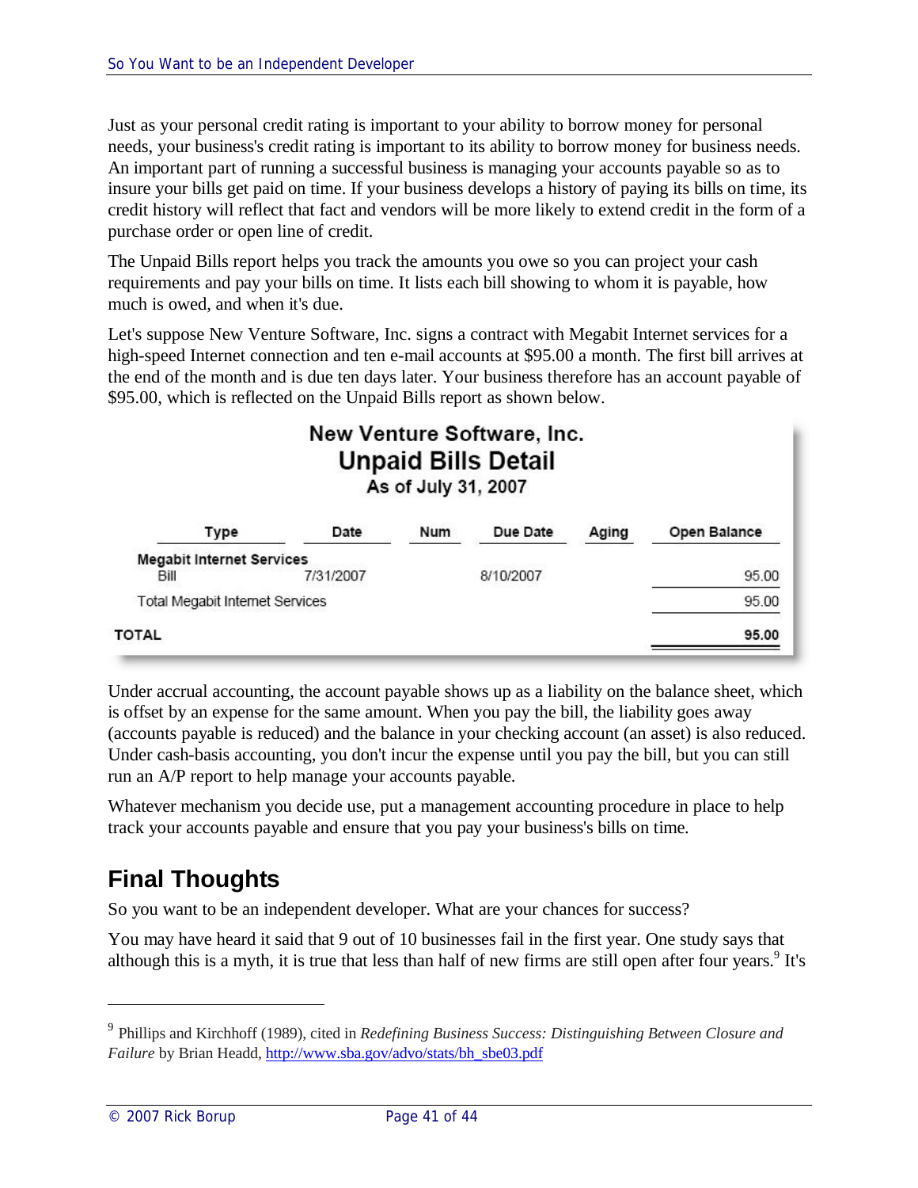Just as your personal credit rating is important to your ability to borrow money for personal needs, your business's credit rating is important to its ability to borrow money for business needs. An important part of running a successful business is managing your accounts payable so as to insure your bills get paid on time. If your business develops a history of paying its bills on time, its credit history will reflect that fact and vendors will be more likely to extend credit in the form of a purchase order or open line of credit.

The Unpaid Bills report helps you track the amounts you owe so you can project your cash requirements and pay your bills on time. It lists each bill showing to whom it is payable, how much is owed, and when it's due.

Let's suppose New Venture Software, Inc. signs a contract with Megabit Internet services for a high-speed Internet connection and ten e-mail accounts at $95.00 a month. The first bill arrives at the end of the month and is due ten days later. Your business therefore has an account payable of $95.00, which is reflected on the Unpaid Bills report as shown below.

**New Venture Software, Inc.**
**Unpaid Bills Detail**
**As of July 31, 2007**

| Type | Date | Num | Due Date | Aging | Open Balance |
|---|---|---|---|---|---|
| **Megabit Internet Services** | | | | | |
| Bill | 7/31/2007 | | 8/10/2007 | | 95.00 |
| Total Megabit Internet Services | | | | | 95.00 |
| **TOTAL** | | | | | **95.00** |

Under accrual accounting, the account payable shows up as a liability on the balance sheet, which is offset by an expense for the same amount. When you pay the bill, the liability goes away (accounts payable is reduced) and the balance in your checking account (an asset) is also reduced. Under cash-basis accounting, you don't incur the expense until you pay the bill, but you can still run an A/P report to help manage your accounts payable.

Whatever mechanism you decide use, put a management accounting procedure in place to help track your accounts payable and ensure that you pay your business's bills on time.

## Final Thoughts

So you want to be an independent developer. What are your chances for success?

You may have heard it said that 9 out of 10 businesses fail in the first year. One study says that although this is a myth, it is true that less than half of new firms are still open after four years.[9] It's

---

[9] Phillips and Kirchhoff (1989), cited in *Redefining Business Success: Distinguishing Between Closure and Failure* by Brian Headd, http://www.sba.gov/advo/stats/bh_sbe03.pdf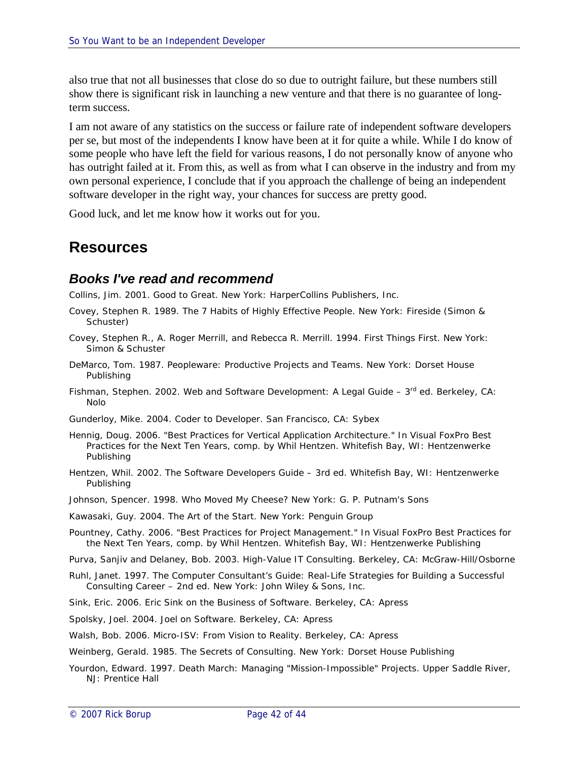also true that not all businesses that close do so due to outright failure, but these numbers still show there is significant risk in launching a new venture and that there is no guarantee of long-term success.

I am not aware of any statistics on the success or failure rate of independent software developers per se, but most of the independents I know have been at it for quite a while. While I do know of some people who have left the field for various reasons, I do not personally know of anyone who has outright failed at it. From this, as well as from what I can observe in the industry and from my own personal experience, I conclude that if you approach the challenge of being an independent software developer in the right way, your chances for success are pretty good.

Good luck, and let me know how it works out for you.

# Resources

## *Books I've read and recommend*

Collins, Jim. 2001. Good to Great. New York: HarperCollins Publishers, Inc.

Covey, Stephen R. 1989. The 7 Habits of Highly Effective People. New York: Fireside (Simon & Schuster)

Covey, Stephen R., A. Roger Merrill, and Rebecca R. Merrill. 1994. First Things First. New York: Simon & Schuster

DeMarco, Tom. 1987. Peopleware: Productive Projects and Teams. New York: Dorset House Publishing

Fishman, Stephen. 2002. Web and Software Development: A Legal Guide – 3rd ed. Berkeley, CA: Nolo

Gunderloy, Mike. 2004. Coder to Developer. San Francisco, CA: Sybex

Hennig, Doug. 2006. "Best Practices for Vertical Application Architecture." In Visual FoxPro Best Practices for the Next Ten Years, comp. by Whil Hentzen. Whitefish Bay, WI: Hentzenwerke Publishing

Hentzen, Whil. 2002. The Software Developers Guide – 3rd ed. Whitefish Bay, WI: Hentzenwerke Publishing

Johnson, Spencer. 1998. Who Moved My Cheese? New York: G. P. Putnam's Sons

Kawasaki, Guy. 2004. The Art of the Start. New York: Penguin Group

Pountney, Cathy. 2006. "Best Practices for Project Management." In Visual FoxPro Best Practices for the Next Ten Years, comp. by Whil Hentzen. Whitefish Bay, WI: Hentzenwerke Publishing

Purva, Sanjiv and Delaney, Bob. 2003. High-Value IT Consulting. Berkeley, CA: McGraw-Hill/Osborne

Ruhl, Janet. 1997. The Computer Consultant's Guide: Real-Life Strategies for Building a Successful Consulting Career – 2nd ed. New York: John Wiley & Sons, Inc.

Sink, Eric. 2006. Eric Sink on the Business of Software. Berkeley, CA: Apress

Spolsky, Joel. 2004. Joel on Software. Berkeley, CA: Apress

Walsh, Bob. 2006. Micro-ISV: From Vision to Reality. Berkeley, CA: Apress

Weinberg, Gerald. 1985. The Secrets of Consulting. New York: Dorset House Publishing

Yourdon, Edward. 1997. Death March: Managing "Mission-Impossible" Projects. Upper Saddle River, NJ: Prentice Hall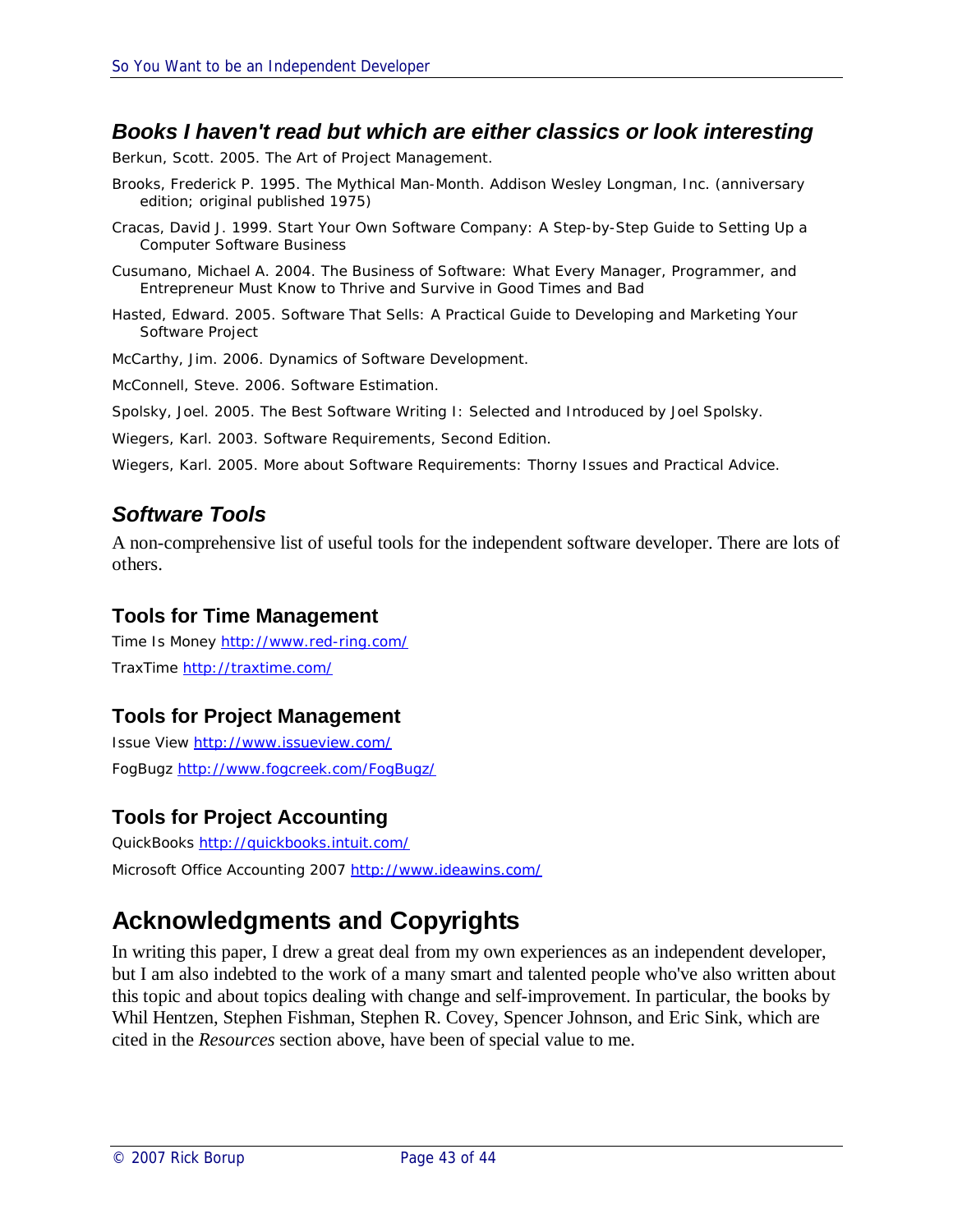### *Books I haven't read but which are either classics or look interesting*

Berkun, Scott. 2005. The Art of Project Management.

Brooks, Frederick P. 1995. The Mythical Man-Month. Addison Wesley Longman, Inc. (anniversary edition; original published 1975)

Cracas, David J. 1999. Start Your Own Software Company: A Step-by-Step Guide to Setting Up a Computer Software Business

Cusumano, Michael A. 2004. The Business of Software: What Every Manager, Programmer, and Entrepreneur Must Know to Thrive and Survive in Good Times and Bad

Hasted, Edward. 2005. Software That Sells: A Practical Guide to Developing and Marketing Your Software Project

McCarthy, Jim. 2006. Dynamics of Software Development.

McConnell, Steve. 2006. Software Estimation.

Spolsky, Joel. 2005. The Best Software Writing I: Selected and Introduced by Joel Spolsky.

Wiegers, Karl. 2003. Software Requirements, Second Edition.

Wiegers, Karl. 2005. More about Software Requirements: Thorny Issues and Practical Advice.

### *Software Tools*

A non-comprehensive list of useful tools for the independent software developer. There are lots of others.

#### Tools for Time Management

Time Is Money http://www.red-ring.com/

TraxTime http://traxtime.com/

#### Tools for Project Management

Issue View http://www.issueview.com/

FogBugz http://www.fogcreek.com/FogBugz/

#### Tools for Project Accounting

QuickBooks http://quickbooks.intuit.com/

Microsoft Office Accounting 2007 http://www.ideawins.com/

## Acknowledgments and Copyrights

In writing this paper, I drew a great deal from my own experiences as an independent developer, but I am also indebted to the work of a many smart and talented people who've also written about this topic and about topics dealing with change and self-improvement. In particular, the books by Whil Hentzen, Stephen Fishman, Stephen R. Covey, Spencer Johnson, and Eric Sink, which are cited in the *Resources* section above, have been of special value to me.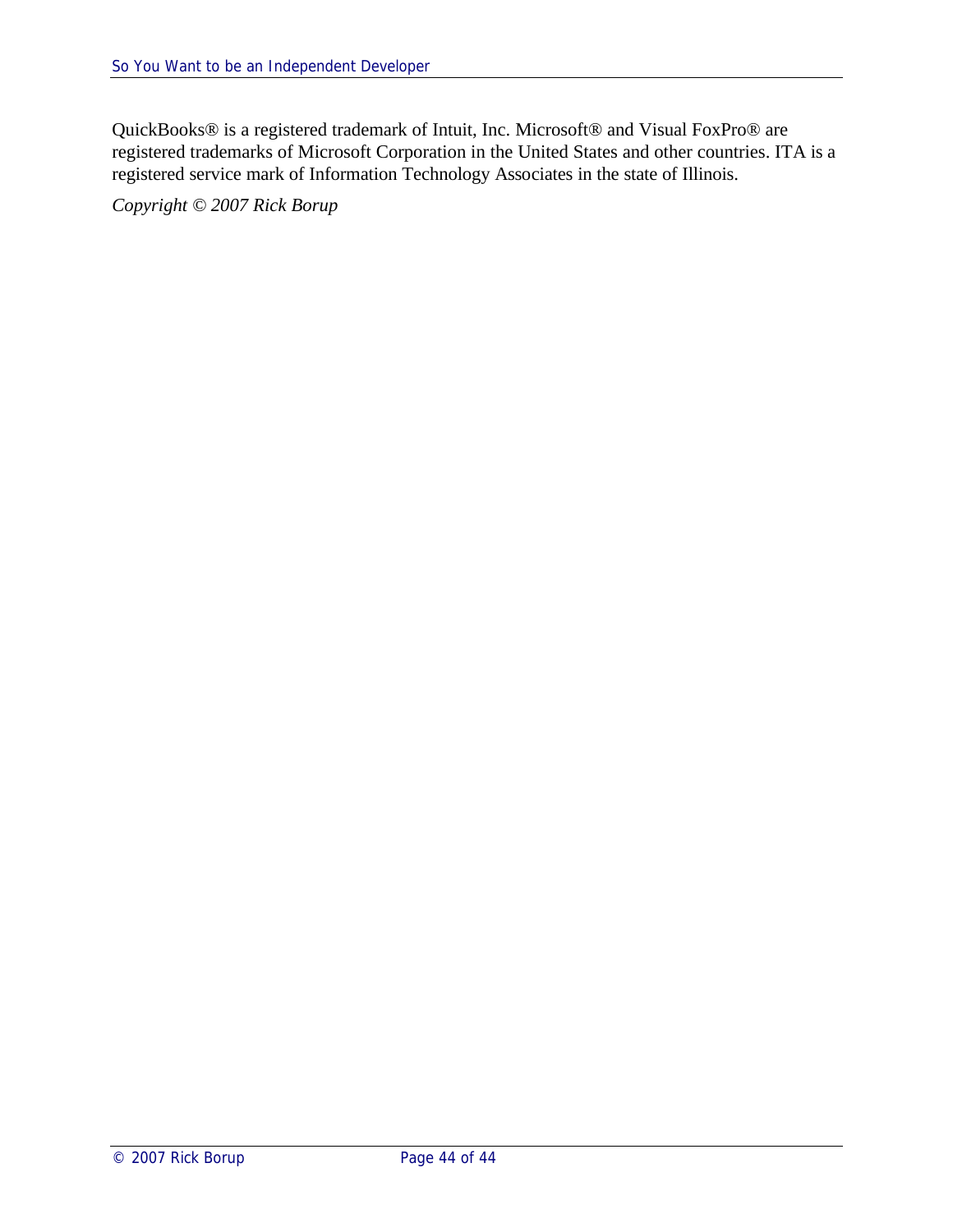QuickBooks® is a registered trademark of Intuit, Inc. Microsoft® and Visual FoxPro® are registered trademarks of Microsoft Corporation in the United States and other countries. ITA is a registered service mark of Information Technology Associates in the state of Illinois.

*Copyright © 2007 Rick Borup*